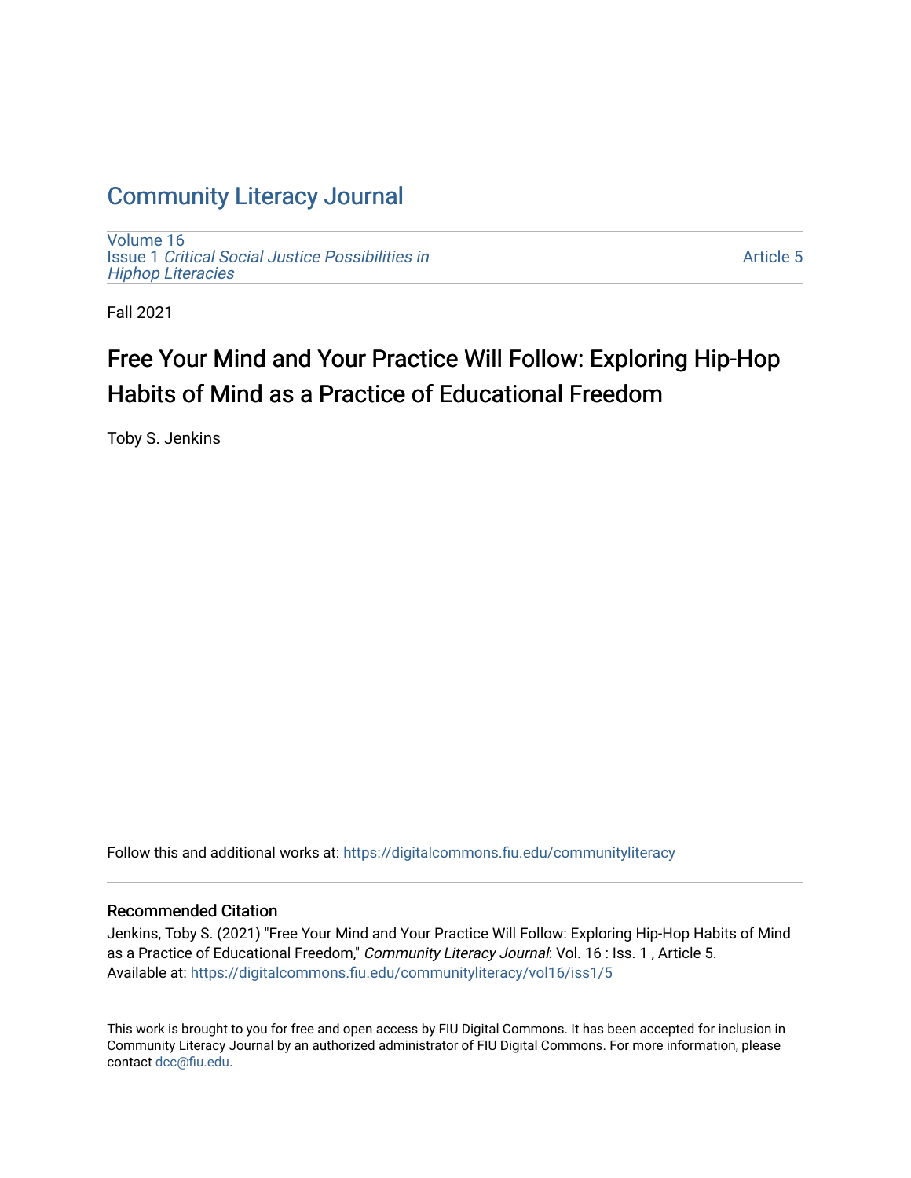# Community Literacy Journal

Volume 16
Issue 1 *Critical Social Justice Possibilities in Hiphop Literacies*

Article 5

Fall 2021

## Free Your Mind and Your Practice Will Follow: Exploring Hip-Hop Habits of Mind as a Practice of Educational Freedom

Toby S. Jenkins

Follow this and additional works at: https://digitalcommons.fiu.edu/communityliteracy

### Recommended Citation

Jenkins, Toby S. (2021) "Free Your Mind and Your Practice Will Follow: Exploring Hip-Hop Habits of Mind as a Practice of Educational Freedom," *Community Literacy Journal*: Vol. 16 : Iss. 1 , Article 5.
Available at: https://digitalcommons.fiu.edu/communityliteracy/vol16/iss1/5

This work is brought to you for free and open access by FIU Digital Commons. It has been accepted for inclusion in Community Literacy Journal by an authorized administrator of FIU Digital Commons. For more information, please contact dcc@fiu.edu.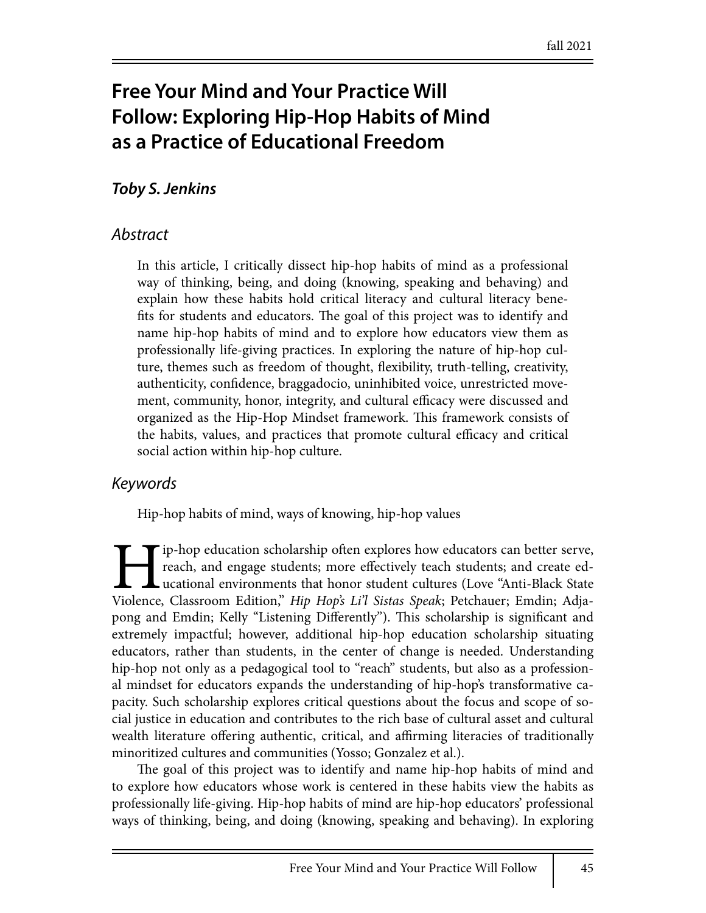# Free Your Mind and Your Practice Will Follow: Exploring Hip-Hop Habits of Mind as a Practice of Educational Freedom

***Toby S. Jenkins***

## *Abstract*

In this article, I critically dissect hip-hop habits of mind as a professional way of thinking, being, and doing (knowing, speaking and behaving) and explain how these habits hold critical literacy and cultural literacy benefits for students and educators. The goal of this project was to identify and name hip-hop habits of mind and to explore how educators view them as professionally life-giving practices. In exploring the nature of hip-hop culture, themes such as freedom of thought, flexibility, truth-telling, creativity, authenticity, confidence, braggadocio, uninhibited voice, unrestricted movement, community, honor, integrity, and cultural efficacy were discussed and organized as the Hip-Hop Mindset framework. This framework consists of the habits, values, and practices that promote cultural efficacy and critical social action within hip-hop culture.

## *Keywords*

Hip-hop habits of mind, ways of knowing, hip-hop values

Hip-hop education scholarship often explores how educators can better serve, reach, and engage students; more effectively teach students; and create educational environments that honor student cultures (Love "Anti-Black State Violence, Classroom Edition," *Hip Hop's Li'l Sistas Speak*; Petchauer; Emdin; Adjapong and Emdin; Kelly "Listening Differently"). This scholarship is significant and extremely impactful; however, additional hip-hop education scholarship situating educators, rather than students, in the center of change is needed. Understanding hip-hop not only as a pedagogical tool to "reach" students, but also as a professional mindset for educators expands the understanding of hip-hop's transformative capacity. Such scholarship explores critical questions about the focus and scope of social justice in education and contributes to the rich base of cultural asset and cultural wealth literature offering authentic, critical, and affirming literacies of traditionally minoritized cultures and communities (Yosso; Gonzalez et al.).

The goal of this project was to identify and name hip-hop habits of mind and to explore how educators whose work is centered in these habits view the habits as professionally life-giving. Hip-hop habits of mind are hip-hop educators' professional ways of thinking, being, and doing (knowing, speaking and behaving). In exploring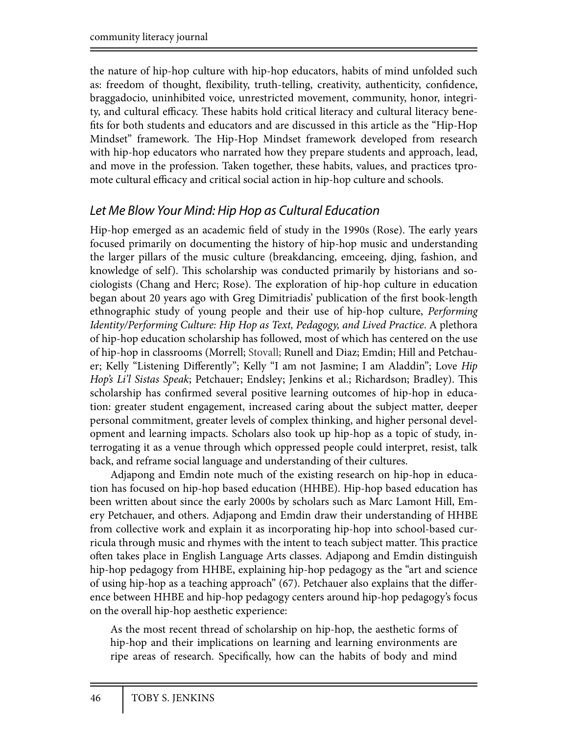the nature of hip-hop culture with hip-hop educators, habits of mind unfolded such as: freedom of thought, flexibility, truth-telling, creativity, authenticity, confidence, braggadocio, uninhibited voice, unrestricted movement, community, honor, integrity, and cultural efficacy. These habits hold critical literacy and cultural literacy benefits for both students and educators and are discussed in this article as the "Hip-Hop Mindset" framework. The Hip-Hop Mindset framework developed from research with hip-hop educators who narrated how they prepare students and approach, lead, and move in the profession. Taken together, these habits, values, and practices tpromote cultural efficacy and critical social action in hip-hop culture and schools.

## *Let Me Blow Your Mind: Hip Hop as Cultural Education*

Hip-hop emerged as an academic field of study in the 1990s (Rose). The early years focused primarily on documenting the history of hip-hop music and understanding the larger pillars of the music culture (breakdancing, emceeing, djing, fashion, and knowledge of self). This scholarship was conducted primarily by historians and sociologists (Chang and Herc; Rose). The exploration of hip-hop culture in education began about 20 years ago with Greg Dimitriadis' publication of the first book-length ethnographic study of young people and their use of hip-hop culture, *Performing Identity/Performing Culture: Hip Hop as Text, Pedagogy, and Lived Practice*. A plethora of hip-hop education scholarship has followed, most of which has centered on the use of hip-hop in classrooms (Morrell; Stovall; Runell and Diaz; Emdin; Hill and Petchauer; Kelly "Listening Differently"; Kelly "I am not Jasmine; I am Aladdin"; Love *Hip Hop's Li'l Sistas Speak*; Petchauer; Endsley; Jenkins et al.; Richardson; Bradley). This scholarship has confirmed several positive learning outcomes of hip-hop in education: greater student engagement, increased caring about the subject matter, deeper personal commitment, greater levels of complex thinking, and higher personal development and learning impacts. Scholars also took up hip-hop as a topic of study, interrogating it as a venue through which oppressed people could interpret, resist, talk back, and reframe social language and understanding of their cultures.

Adjapong and Emdin note much of the existing research on hip-hop in education has focused on hip-hop based education (HHBE). Hip-hop based education has been written about since the early 2000s by scholars such as Marc Lamont Hill, Emery Petchauer, and others. Adjapong and Emdin draw their understanding of HHBE from collective work and explain it as incorporating hip-hop into school-based curricula through music and rhymes with the intent to teach subject matter. This practice often takes place in English Language Arts classes. Adjapong and Emdin distinguish hip-hop pedagogy from HHBE, explaining hip-hop pedagogy as the "art and science of using hip-hop as a teaching approach" (67). Petchauer also explains that the difference between HHBE and hip-hop pedagogy centers around hip-hop pedagogy's focus on the overall hip-hop aesthetic experience:

> As the most recent thread of scholarship on hip-hop, the aesthetic forms of hip-hop and their implications on learning and learning environments are ripe areas of research. Specifically, how can the habits of body and mind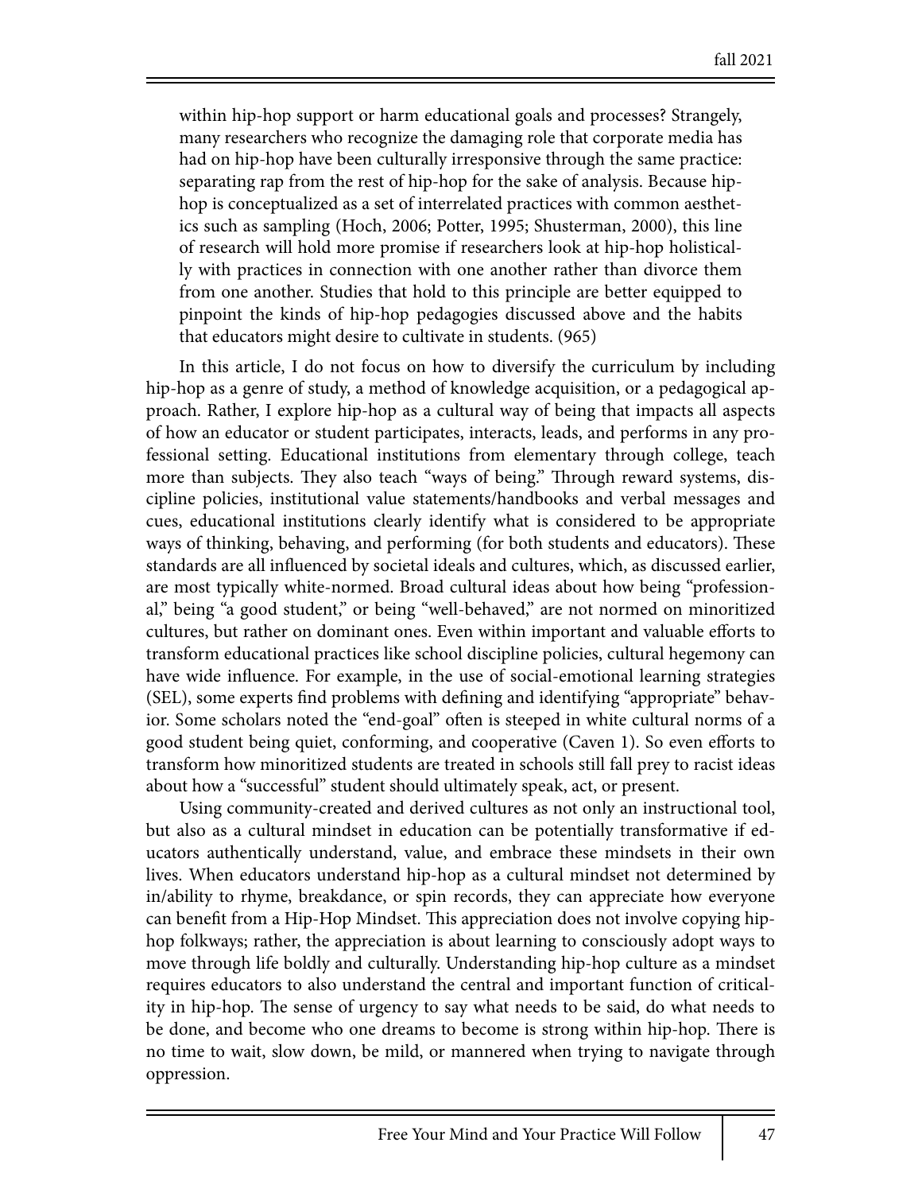> within hip-hop support or harm educational goals and processes? Strangely, many researchers who recognize the damaging role that corporate media has had on hip-hop have been culturally irresponsive through the same practice: separating rap from the rest of hip-hop for the sake of analysis. Because hip-hop is conceptualized as a set of interrelated practices with common aesthetics such as sampling (Hoch, 2006; Potter, 1995; Shusterman, 2000), this line of research will hold more promise if researchers look at hip-hop holistically with practices in connection with one another rather than divorce them from one another. Studies that hold to this principle are better equipped to pinpoint the kinds of hip-hop pedagogies discussed above and the habits that educators might desire to cultivate in students. (965)

In this article, I do not focus on how to diversify the curriculum by including hip-hop as a genre of study, a method of knowledge acquisition, or a pedagogical approach. Rather, I explore hip-hop as a cultural way of being that impacts all aspects of how an educator or student participates, interacts, leads, and performs in any professional setting. Educational institutions from elementary through college, teach more than subjects. They also teach "ways of being." Through reward systems, discipline policies, institutional value statements/handbooks and verbal messages and cues, educational institutions clearly identify what is considered to be appropriate ways of thinking, behaving, and performing (for both students and educators). These standards are all influenced by societal ideals and cultures, which, as discussed earlier, are most typically white-normed. Broad cultural ideas about how being "professional," being "a good student," or being "well-behaved," are not normed on minoritized cultures, but rather on dominant ones. Even within important and valuable efforts to transform educational practices like school discipline policies, cultural hegemony can have wide influence. For example, in the use of social-emotional learning strategies (SEL), some experts find problems with defining and identifying "appropriate" behavior. Some scholars noted the "end-goal" often is steeped in white cultural norms of a good student being quiet, conforming, and cooperative (Caven 1). So even efforts to transform how minoritized students are treated in schools still fall prey to racist ideas about how a "successful" student should ultimately speak, act, or present.

Using community-created and derived cultures as not only an instructional tool, but also as a cultural mindset in education can be potentially transformative if educators authentically understand, value, and embrace these mindsets in their own lives. When educators understand hip-hop as a cultural mindset not determined by in/ability to rhyme, breakdance, or spin records, they can appreciate how everyone can benefit from a Hip-Hop Mindset. This appreciation does not involve copying hip-hop folkways; rather, the appreciation is about learning to consciously adopt ways to move through life boldly and culturally. Understanding hip-hop culture as a mindset requires educators to also understand the central and important function of criticality in hip-hop. The sense of urgency to say what needs to be said, do what needs to be done, and become who one dreams to become is strong within hip-hop. There is no time to wait, slow down, be mild, or mannered when trying to navigate through oppression.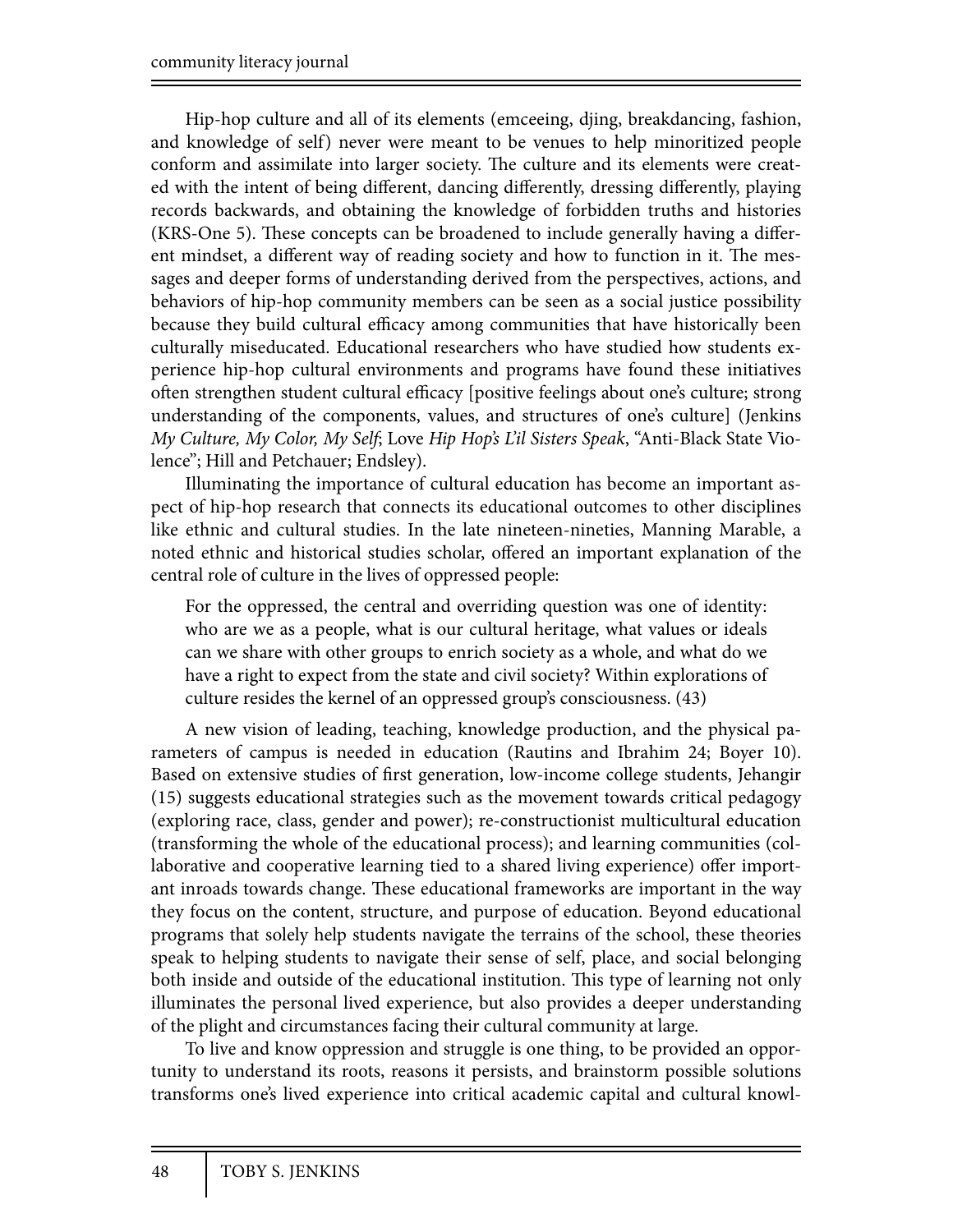Hip-hop culture and all of its elements (emceeing, djing, breakdancing, fashion, and knowledge of self) never were meant to be venues to help minoritized people conform and assimilate into larger society. The culture and its elements were created with the intent of being different, dancing differently, dressing differently, playing records backwards, and obtaining the knowledge of forbidden truths and histories (KRS-One 5). These concepts can be broadened to include generally having a different mindset, a different way of reading society and how to function in it. The messages and deeper forms of understanding derived from the perspectives, actions, and behaviors of hip-hop community members can be seen as a social justice possibility because they build cultural efficacy among communities that have historically been culturally miseducated. Educational researchers who have studied how students experience hip-hop cultural environments and programs have found these initiatives often strengthen student cultural efficacy [positive feelings about one's culture; strong understanding of the components, values, and structures of one's culture] (Jenkins *My Culture, My Color, My Self*; Love *Hip Hop's L'il Sisters Speak*, "Anti-Black State Violence"; Hill and Petchauer; Endsley).

Illuminating the importance of cultural education has become an important aspect of hip-hop research that connects its educational outcomes to other disciplines like ethnic and cultural studies. In the late nineteen-nineties, Manning Marable, a noted ethnic and historical studies scholar, offered an important explanation of the central role of culture in the lives of oppressed people:

> For the oppressed, the central and overriding question was one of identity: who are we as a people, what is our cultural heritage, what values or ideals can we share with other groups to enrich society as a whole, and what do we have a right to expect from the state and civil society? Within explorations of culture resides the kernel of an oppressed group's consciousness. (43)

A new vision of leading, teaching, knowledge production, and the physical parameters of campus is needed in education (Rautins and Ibrahim 24; Boyer 10). Based on extensive studies of first generation, low-income college students, Jehangir (15) suggests educational strategies such as the movement towards critical pedagogy (exploring race, class, gender and power); re-constructionist multicultural education (transforming the whole of the educational process); and learning communities (collaborative and cooperative learning tied to a shared living experience) offer important inroads towards change. These educational frameworks are important in the way they focus on the content, structure, and purpose of education. Beyond educational programs that solely help students navigate the terrains of the school, these theories speak to helping students to navigate their sense of self, place, and social belonging both inside and outside of the educational institution. This type of learning not only illuminates the personal lived experience, but also provides a deeper understanding of the plight and circumstances facing their cultural community at large.

To live and know oppression and struggle is one thing, to be provided an opportunity to understand its roots, reasons it persists, and brainstorm possible solutions transforms one's lived experience into critical academic capital and cultural knowl-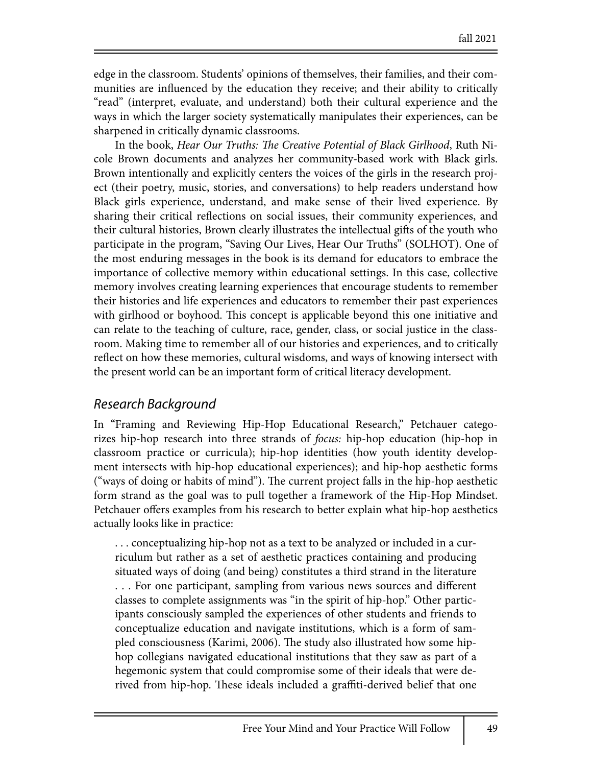edge in the classroom. Students' opinions of themselves, their families, and their communities are influenced by the education they receive; and their ability to critically "read" (interpret, evaluate, and understand) both their cultural experience and the ways in which the larger society systematically manipulates their experiences, can be sharpened in critically dynamic classrooms.

In the book, *Hear Our Truths: The Creative Potential of Black Girlhood*, Ruth Nicole Brown documents and analyzes her community-based work with Black girls. Brown intentionally and explicitly centers the voices of the girls in the research project (their poetry, music, stories, and conversations) to help readers understand how Black girls experience, understand, and make sense of their lived experience. By sharing their critical reflections on social issues, their community experiences, and their cultural histories, Brown clearly illustrates the intellectual gifts of the youth who participate in the program, "Saving Our Lives, Hear Our Truths" (SOLHOT). One of the most enduring messages in the book is its demand for educators to embrace the importance of collective memory within educational settings. In this case, collective memory involves creating learning experiences that encourage students to remember their histories and life experiences and educators to remember their past experiences with girlhood or boyhood. This concept is applicable beyond this one initiative and can relate to the teaching of culture, race, gender, class, or social justice in the classroom. Making time to remember all of our histories and experiences, and to critically reflect on how these memories, cultural wisdoms, and ways of knowing intersect with the present world can be an important form of critical literacy development.

## *Research Background*

In "Framing and Reviewing Hip-Hop Educational Research," Petchauer categorizes hip-hop research into three strands of *focus:* hip-hop education (hip-hop in classroom practice or curricula); hip-hop identities (how youth identity development intersects with hip-hop educational experiences); and hip-hop aesthetic forms ("ways of doing or habits of mind"). The current project falls in the hip-hop aesthetic form strand as the goal was to pull together a framework of the Hip-Hop Mindset. Petchauer offers examples from his research to better explain what hip-hop aesthetics actually looks like in practice:

> . . . conceptualizing hip-hop not as a text to be analyzed or included in a curriculum but rather as a set of aesthetic practices containing and producing situated ways of doing (and being) constitutes a third strand in the literature . . . For one participant, sampling from various news sources and different classes to complete assignments was "in the spirit of hip-hop." Other participants consciously sampled the experiences of other students and friends to conceptualize education and navigate institutions, which is a form of sampled consciousness (Karimi, 2006). The study also illustrated how some hip-hop collegians navigated educational institutions that they saw as part of a hegemonic system that could compromise some of their ideals that were derived from hip-hop. These ideals included a graffiti-derived belief that one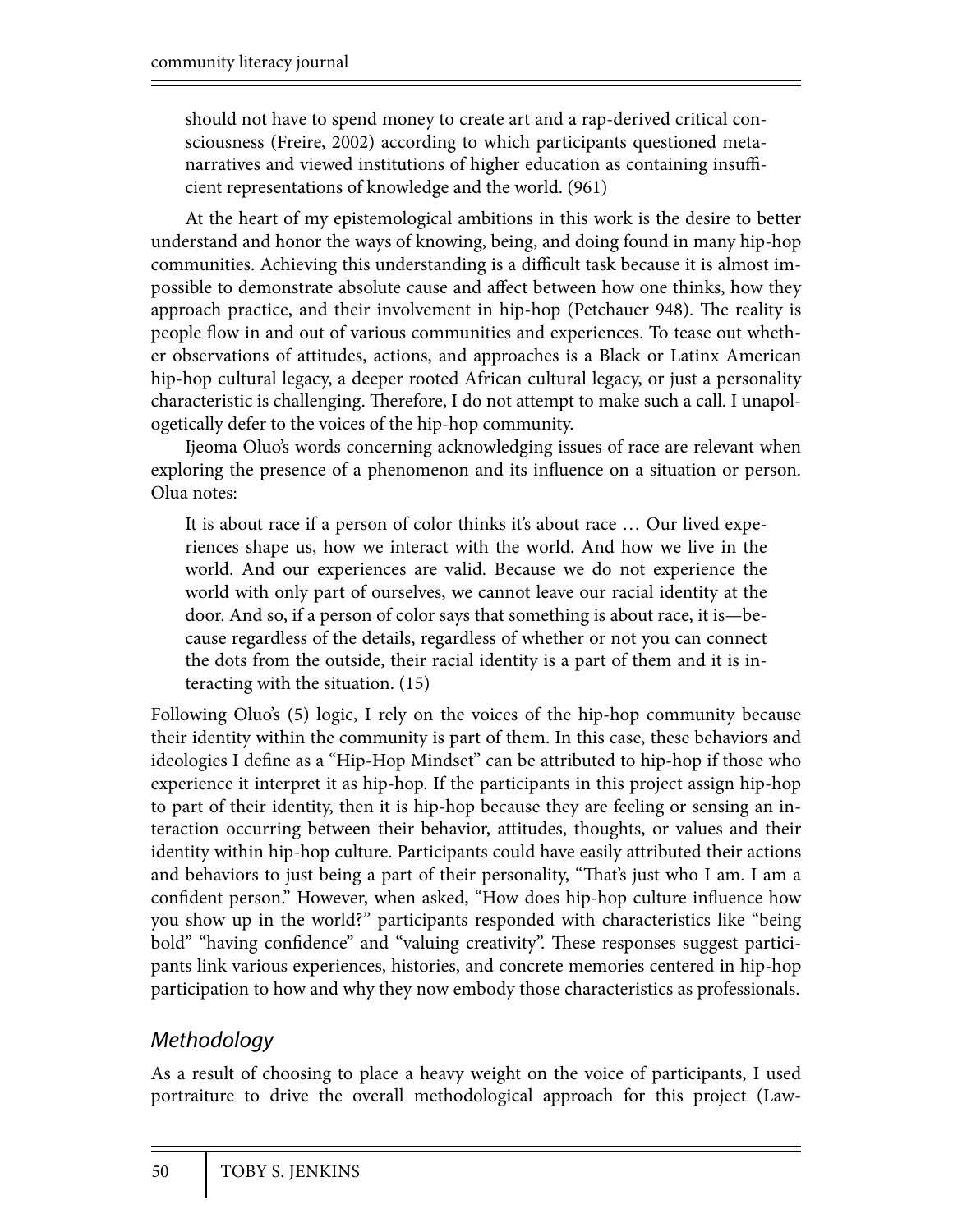should not have to spend money to create art and a rap-derived critical consciousness (Freire, 2002) according to which participants questioned metanarratives and viewed institutions of higher education as containing insufficient representations of knowledge and the world. (961)

At the heart of my epistemological ambitions in this work is the desire to better understand and honor the ways of knowing, being, and doing found in many hip-hop communities. Achieving this understanding is a difficult task because it is almost impossible to demonstrate absolute cause and affect between how one thinks, how they approach practice, and their involvement in hip-hop (Petchauer 948). The reality is people flow in and out of various communities and experiences. To tease out whether observations of attitudes, actions, and approaches is a Black or Latinx American hip-hop cultural legacy, a deeper rooted African cultural legacy, or just a personality characteristic is challenging. Therefore, I do not attempt to make such a call. I unapologetically defer to the voices of the hip-hop community.

Ijeoma Oluo's words concerning acknowledging issues of race are relevant when exploring the presence of a phenomenon and its influence on a situation or person. Olua notes:

> It is about race if a person of color thinks it's about race … Our lived experiences shape us, how we interact with the world. And how we live in the world. And our experiences are valid. Because we do not experience the world with only part of ourselves, we cannot leave our racial identity at the door. And so, if a person of color says that something is about race, it is—because regardless of the details, regardless of whether or not you can connect the dots from the outside, their racial identity is a part of them and it is interacting with the situation. (15)

Following Oluo's (5) logic, I rely on the voices of the hip-hop community because their identity within the community is part of them. In this case, these behaviors and ideologies I define as a "Hip-Hop Mindset" can be attributed to hip-hop if those who experience it interpret it as hip-hop. If the participants in this project assign hip-hop to part of their identity, then it is hip-hop because they are feeling or sensing an interaction occurring between their behavior, attitudes, thoughts, or values and their identity within hip-hop culture. Participants could have easily attributed their actions and behaviors to just being a part of their personality, "That's just who I am. I am a confident person." However, when asked, "How does hip-hop culture influence how you show up in the world?" participants responded with characteristics like "being bold" "having confidence" and "valuing creativity". These responses suggest participants link various experiences, histories, and concrete memories centered in hip-hop participation to how and why they now embody those characteristics as professionals.

## *Methodology*

As a result of choosing to place a heavy weight on the voice of participants, I used portraiture to drive the overall methodological approach for this project (Law-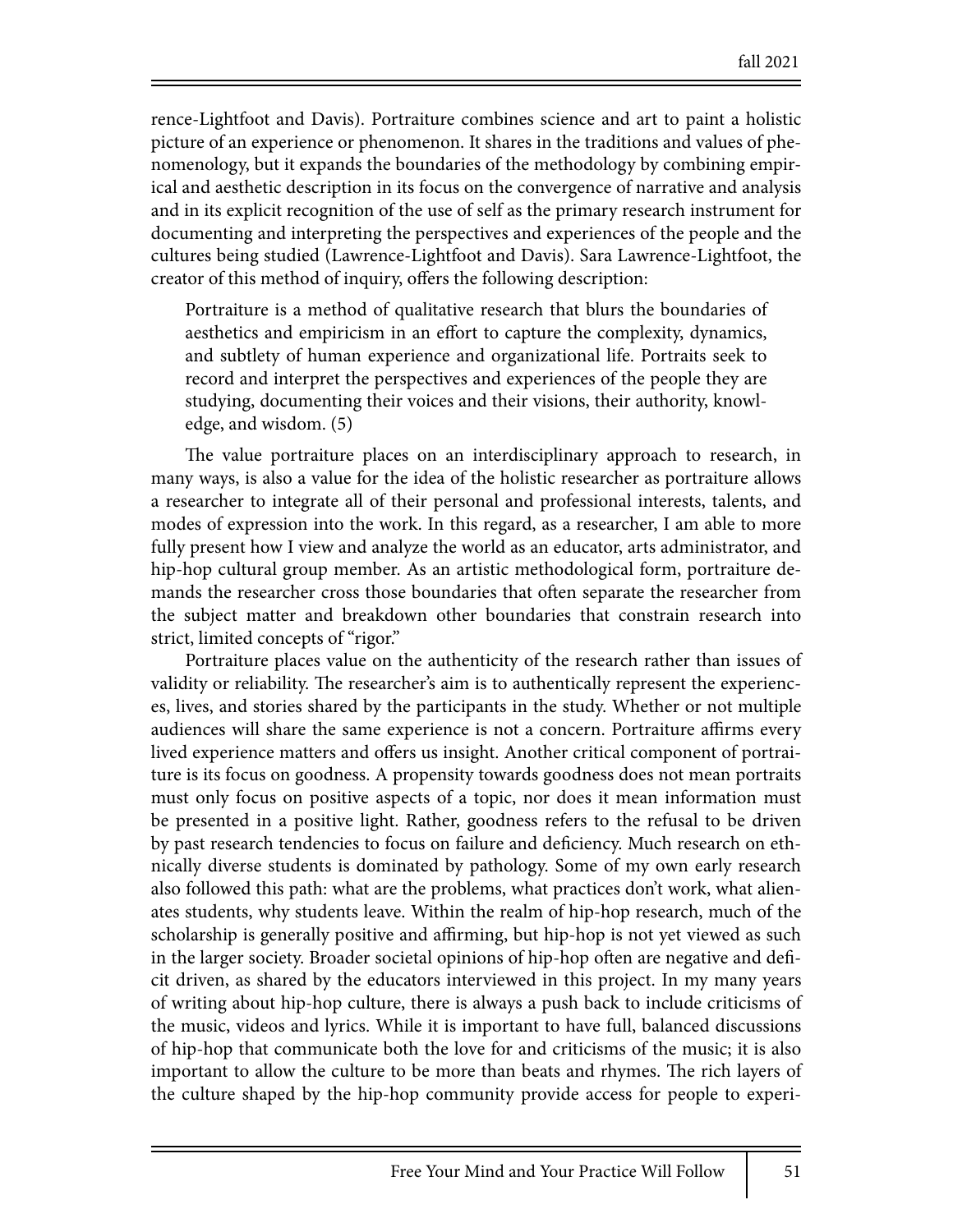rence-Lightfoot and Davis). Portraiture combines science and art to paint a holistic picture of an experience or phenomenon. It shares in the traditions and values of phenomenology, but it expands the boundaries of the methodology by combining empirical and aesthetic description in its focus on the convergence of narrative and analysis and in its explicit recognition of the use of self as the primary research instrument for documenting and interpreting the perspectives and experiences of the people and the cultures being studied (Lawrence-Lightfoot and Davis). Sara Lawrence-Lightfoot, the creator of this method of inquiry, offers the following description:

> Portraiture is a method of qualitative research that blurs the boundaries of aesthetics and empiricism in an effort to capture the complexity, dynamics, and subtlety of human experience and organizational life. Portraits seek to record and interpret the perspectives and experiences of the people they are studying, documenting their voices and their visions, their authority, knowledge, and wisdom. (5)

The value portraiture places on an interdisciplinary approach to research, in many ways, is also a value for the idea of the holistic researcher as portraiture allows a researcher to integrate all of their personal and professional interests, talents, and modes of expression into the work. In this regard, as a researcher, I am able to more fully present how I view and analyze the world as an educator, arts administrator, and hip-hop cultural group member. As an artistic methodological form, portraiture demands the researcher cross those boundaries that often separate the researcher from the subject matter and breakdown other boundaries that constrain research into strict, limited concepts of "rigor."

Portraiture places value on the authenticity of the research rather than issues of validity or reliability. The researcher's aim is to authentically represent the experiences, lives, and stories shared by the participants in the study. Whether or not multiple audiences will share the same experience is not a concern. Portraiture affirms every lived experience matters and offers us insight. Another critical component of portraiture is its focus on goodness. A propensity towards goodness does not mean portraits must only focus on positive aspects of a topic, nor does it mean information must be presented in a positive light. Rather, goodness refers to the refusal to be driven by past research tendencies to focus on failure and deficiency. Much research on ethnically diverse students is dominated by pathology. Some of my own early research also followed this path: what are the problems, what practices don't work, what alienates students, why students leave. Within the realm of hip-hop research, much of the scholarship is generally positive and affirming, but hip-hop is not yet viewed as such in the larger society. Broader societal opinions of hip-hop often are negative and deficit driven, as shared by the educators interviewed in this project. In my many years of writing about hip-hop culture, there is always a push back to include criticisms of the music, videos and lyrics. While it is important to have full, balanced discussions of hip-hop that communicate both the love for and criticisms of the music; it is also important to allow the culture to be more than beats and rhymes. The rich layers of the culture shaped by the hip-hop community provide access for people to experi-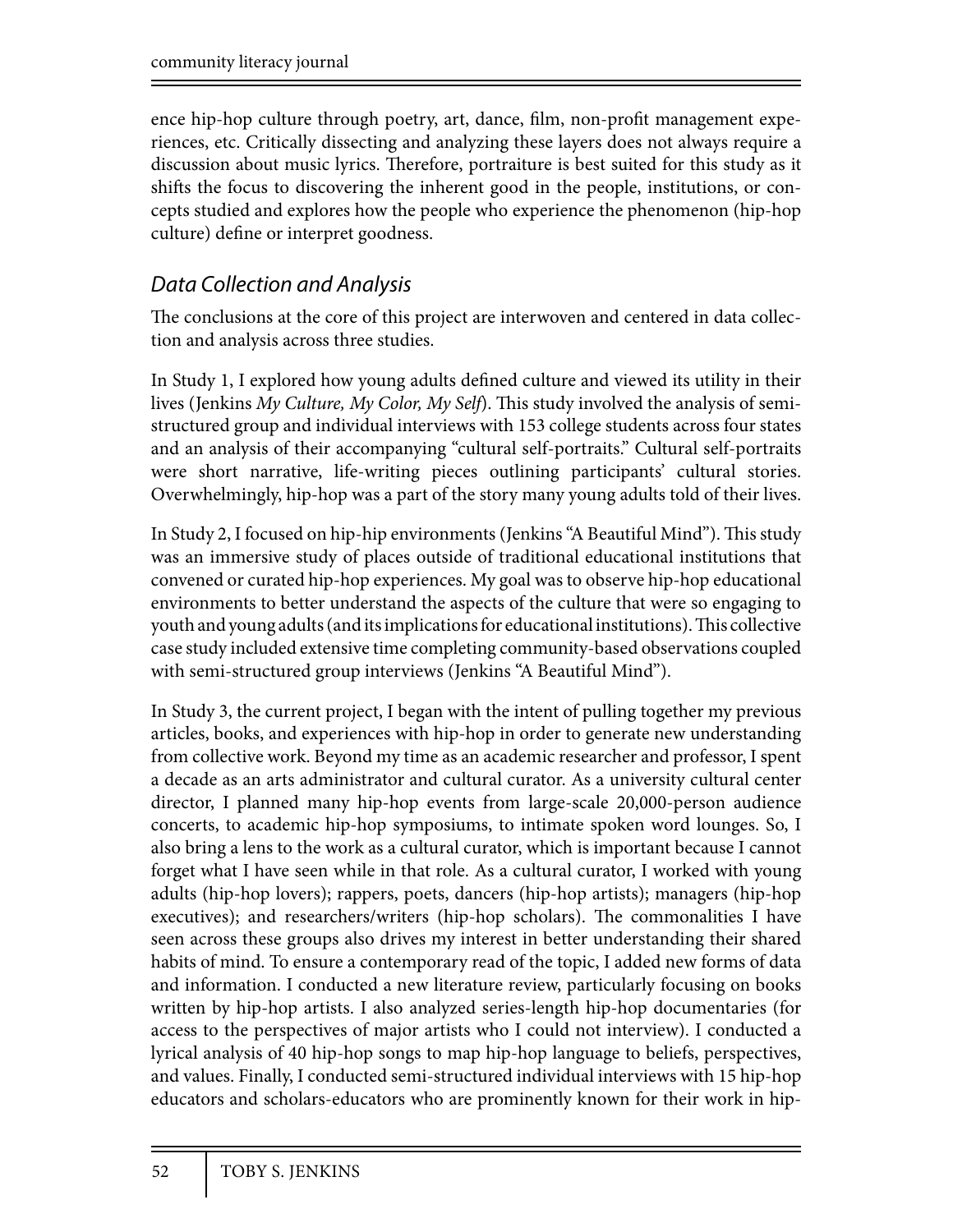ence hip-hop culture through poetry, art, dance, film, non-profit management experiences, etc. Critically dissecting and analyzing these layers does not always require a discussion about music lyrics. Therefore, portraiture is best suited for this study as it shifts the focus to discovering the inherent good in the people, institutions, or concepts studied and explores how the people who experience the phenomenon (hip-hop culture) define or interpret goodness.

## *Data Collection and Analysis*

The conclusions at the core of this project are interwoven and centered in data collection and analysis across three studies.

In Study 1, I explored how young adults defined culture and viewed its utility in their lives (Jenkins *My Culture, My Color, My Self*). This study involved the analysis of semi-structured group and individual interviews with 153 college students across four states and an analysis of their accompanying "cultural self-portraits." Cultural self-portraits were short narrative, life-writing pieces outlining participants' cultural stories. Overwhelmingly, hip-hop was a part of the story many young adults told of their lives.

In Study 2, I focused on hip-hip environments (Jenkins "A Beautiful Mind"). This study was an immersive study of places outside of traditional educational institutions that convened or curated hip-hop experiences. My goal was to observe hip-hop educational environments to better understand the aspects of the culture that were so engaging to youth and young adults (and its implications for educational institutions). This collective case study included extensive time completing community-based observations coupled with semi-structured group interviews (Jenkins "A Beautiful Mind").

In Study 3, the current project, I began with the intent of pulling together my previous articles, books, and experiences with hip-hop in order to generate new understanding from collective work. Beyond my time as an academic researcher and professor, I spent a decade as an arts administrator and cultural curator. As a university cultural center director, I planned many hip-hop events from large-scale 20,000-person audience concerts, to academic hip-hop symposiums, to intimate spoken word lounges. So, I also bring a lens to the work as a cultural curator, which is important because I cannot forget what I have seen while in that role. As a cultural curator, I worked with young adults (hip-hop lovers); rappers, poets, dancers (hip-hop artists); managers (hip-hop executives); and researchers/writers (hip-hop scholars). The commonalities I have seen across these groups also drives my interest in better understanding their shared habits of mind. To ensure a contemporary read of the topic, I added new forms of data and information. I conducted a new literature review, particularly focusing on books written by hip-hop artists. I also analyzed series-length hip-hop documentaries (for access to the perspectives of major artists who I could not interview). I conducted a lyrical analysis of 40 hip-hop songs to map hip-hop language to beliefs, perspectives, and values. Finally, I conducted semi-structured individual interviews with 15 hip-hop educators and scholars-educators who are prominently known for their work in hip-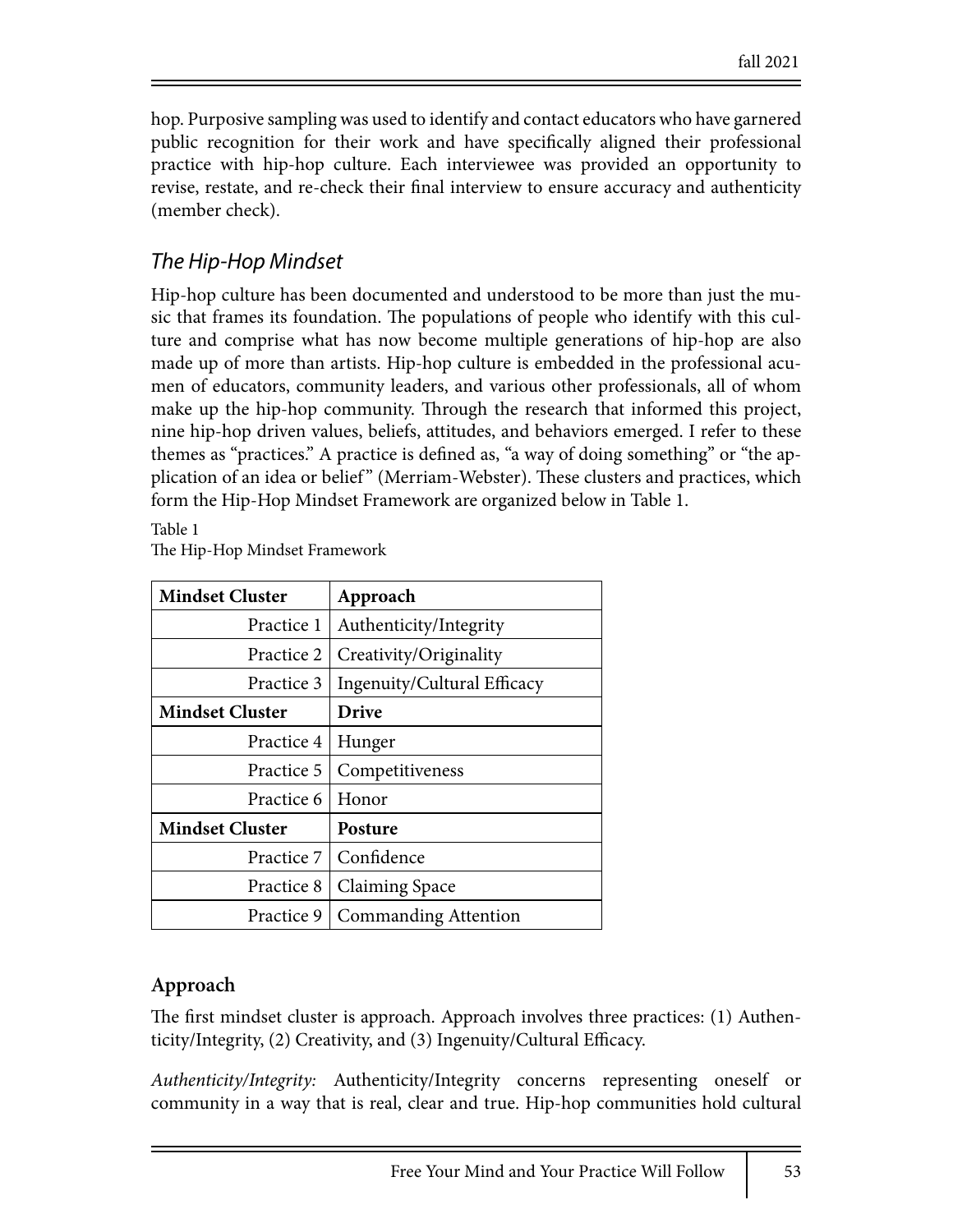hop. Purposive sampling was used to identify and contact educators who have garnered public recognition for their work and have specifically aligned their professional practice with hip-hop culture. Each interviewee was provided an opportunity to revise, restate, and re-check their final interview to ensure accuracy and authenticity (member check).

## *The Hip-Hop Mindset*

Hip-hop culture has been documented and understood to be more than just the music that frames its foundation. The populations of people who identify with this culture and comprise what has now become multiple generations of hip-hop are also made up of more than artists. Hip-hop culture is embedded in the professional acumen of educators, community leaders, and various other professionals, all of whom make up the hip-hop community. Through the research that informed this project, nine hip-hop driven values, beliefs, attitudes, and behaviors emerged. I refer to these themes as "practices." A practice is defined as, "a way of doing something" or "the application of an idea or belief" (Merriam-Webster). These clusters and practices, which form the Hip-Hop Mindset Framework are organized below in Table 1.

Table 1
The Hip-Hop Mindset Framework

| **Mindset Cluster** | **Approach** |
|---|---|
| Practice 1 | Authenticity/Integrity |
| Practice 2 | Creativity/Originality |
| Practice 3 | Ingenuity/Cultural Efficacy |
| **Mindset Cluster** | **Drive** |
| Practice 4 | Hunger |
| Practice 5 | Competitiveness |
| Practice 6 | Honor |
| **Mindset Cluster** | **Posture** |
| Practice 7 | Confidence |
| Practice 8 | Claiming Space |
| Practice 9 | Commanding Attention |

### Approach

The first mindset cluster is approach. Approach involves three practices: (1) Authenticity/Integrity, (2) Creativity, and (3) Ingenuity/Cultural Efficacy.

*Authenticity/Integrity:* Authenticity/Integrity concerns representing oneself or community in a way that is real, clear and true. Hip-hop communities hold cultural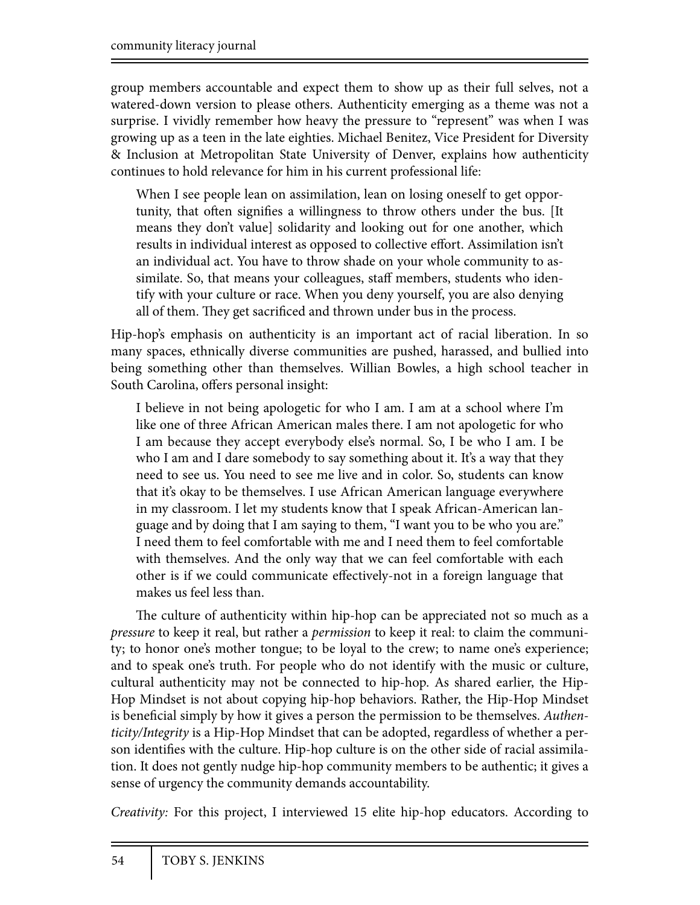group members accountable and expect them to show up as their full selves, not a watered-down version to please others. Authenticity emerging as a theme was not a surprise. I vividly remember how heavy the pressure to "represent" was when I was growing up as a teen in the late eighties. Michael Benitez, Vice President for Diversity & Inclusion at Metropolitan State University of Denver, explains how authenticity continues to hold relevance for him in his current professional life:

> When I see people lean on assimilation, lean on losing oneself to get opportunity, that often signifies a willingness to throw others under the bus. [It means they don't value] solidarity and looking out for one another, which results in individual interest as opposed to collective effort. Assimilation isn't an individual act. You have to throw shade on your whole community to assimilate. So, that means your colleagues, staff members, students who identify with your culture or race. When you deny yourself, you are also denying all of them. They get sacrificed and thrown under bus in the process.

Hip-hop's emphasis on authenticity is an important act of racial liberation. In so many spaces, ethnically diverse communities are pushed, harassed, and bullied into being something other than themselves. Willian Bowles, a high school teacher in South Carolina, offers personal insight:

> I believe in not being apologetic for who I am. I am at a school where I'm like one of three African American males there. I am not apologetic for who I am because they accept everybody else's normal. So, I be who I am. I be who I am and I dare somebody to say something about it. It's a way that they need to see us. You need to see me live and in color. So, students can know that it's okay to be themselves. I use African American language everywhere in my classroom. I let my students know that I speak African-American language and by doing that I am saying to them, "I want you to be who you are." I need them to feel comfortable with me and I need them to feel comfortable with themselves. And the only way that we can feel comfortable with each other is if we could communicate effectively-not in a foreign language that makes us feel less than.

The culture of authenticity within hip-hop can be appreciated not so much as a *pressure* to keep it real, but rather a *permission* to keep it real: to claim the community; to honor one's mother tongue; to be loyal to the crew; to name one's experience; and to speak one's truth. For people who do not identify with the music or culture, cultural authenticity may not be connected to hip-hop. As shared earlier, the Hip-Hop Mindset is not about copying hip-hop behaviors. Rather, the Hip-Hop Mindset is beneficial simply by how it gives a person the permission to be themselves. *Authenticity/Integrity* is a Hip-Hop Mindset that can be adopted, regardless of whether a person identifies with the culture. Hip-hop culture is on the other side of racial assimilation. It does not gently nudge hip-hop community members to be authentic; it gives a sense of urgency the community demands accountability.

*Creativity:* For this project, I interviewed 15 elite hip-hop educators. According to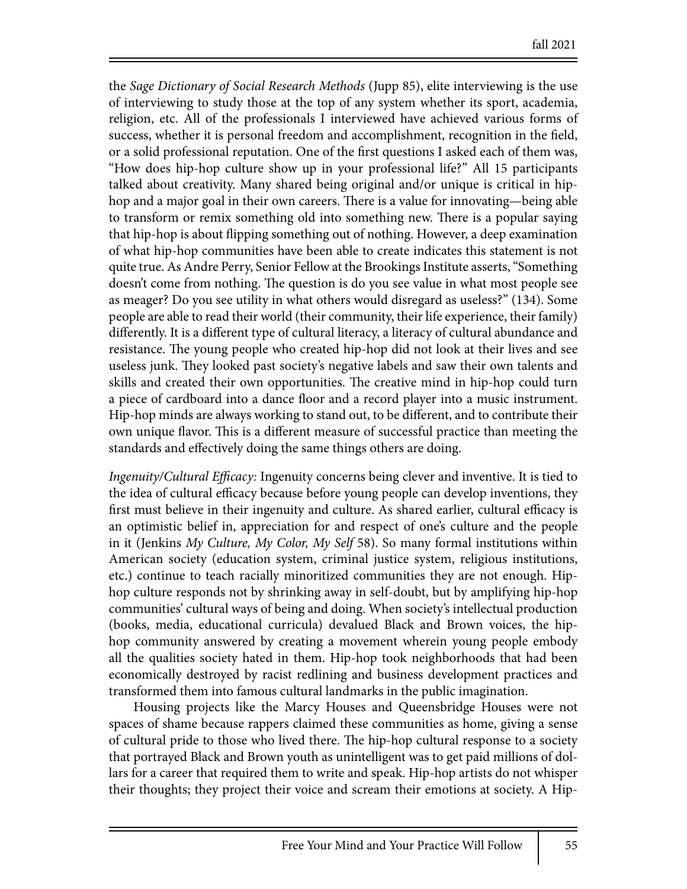the *Sage Dictionary of Social Research Methods* (Jupp 85), elite interviewing is the use of interviewing to study those at the top of any system whether its sport, academia, religion, etc. All of the professionals I interviewed have achieved various forms of success, whether it is personal freedom and accomplishment, recognition in the field, or a solid professional reputation. One of the first questions I asked each of them was, "How does hip-hop culture show up in your professional life?" All 15 participants talked about creativity. Many shared being original and/or unique is critical in hip-hop and a major goal in their own careers. There is a value for innovating—being able to transform or remix something old into something new. There is a popular saying that hip-hop is about flipping something out of nothing. However, a deep examination of what hip-hop communities have been able to create indicates this statement is not quite true. As Andre Perry, Senior Fellow at the Brookings Institute asserts, "Something doesn't come from nothing. The question is do you see value in what most people see as meager? Do you see utility in what others would disregard as useless?" (134). Some people are able to read their world (their community, their life experience, their family) differently. It is a different type of cultural literacy, a literacy of cultural abundance and resistance. The young people who created hip-hop did not look at their lives and see useless junk. They looked past society's negative labels and saw their own talents and skills and created their own opportunities. The creative mind in hip-hop could turn a piece of cardboard into a dance floor and a record player into a music instrument. Hip-hop minds are always working to stand out, to be different, and to contribute their own unique flavor. This is a different measure of successful practice than meeting the standards and effectively doing the same things others are doing.

*Ingenuity/Cultural Efficacy:* Ingenuity concerns being clever and inventive. It is tied to the idea of cultural efficacy because before young people can develop inventions, they first must believe in their ingenuity and culture. As shared earlier, cultural efficacy is an optimistic belief in, appreciation for and respect of one's culture and the people in it (Jenkins *My Culture, My Color, My Self* 58). So many formal institutions within American society (education system, criminal justice system, religious institutions, etc.) continue to teach racially minoritized communities they are not enough. Hip-hop culture responds not by shrinking away in self-doubt, but by amplifying hip-hop communities' cultural ways of being and doing. When society's intellectual production (books, media, educational curricula) devalued Black and Brown voices, the hip-hop community answered by creating a movement wherein young people embody all the qualities society hated in them. Hip-hop took neighborhoods that had been economically destroyed by racist redlining and business development practices and transformed them into famous cultural landmarks in the public imagination.

Housing projects like the Marcy Houses and Queensbridge Houses were not spaces of shame because rappers claimed these communities as home, giving a sense of cultural pride to those who lived there. The hip-hop cultural response to a society that portrayed Black and Brown youth as unintelligent was to get paid millions of dollars for a career that required them to write and speak. Hip-hop artists do not whisper their thoughts; they project their voice and scream their emotions at society. A Hip-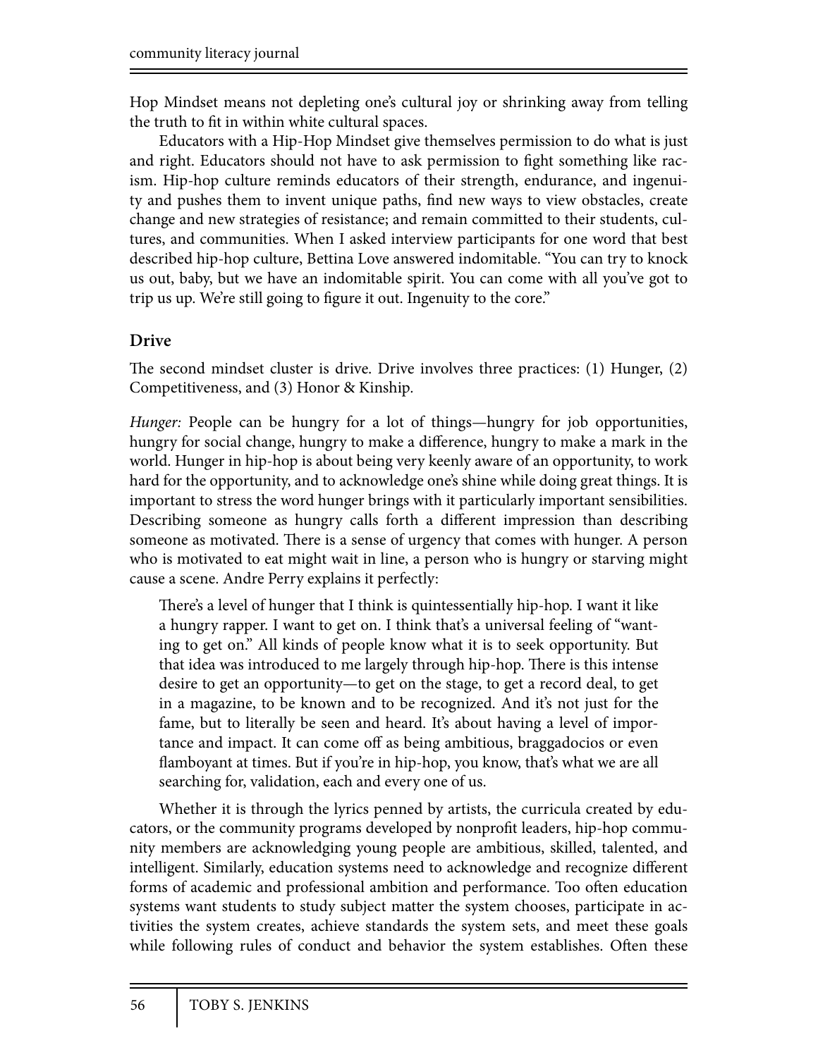Hop Mindset means not depleting one's cultural joy or shrinking away from telling the truth to fit in within white cultural spaces.

Educators with a Hip-Hop Mindset give themselves permission to do what is just and right. Educators should not have to ask permission to fight something like racism. Hip-hop culture reminds educators of their strength, endurance, and ingenuity and pushes them to invent unique paths, find new ways to view obstacles, create change and new strategies of resistance; and remain committed to their students, cultures, and communities. When I asked interview participants for one word that best described hip-hop culture, Bettina Love answered indomitable. "You can try to knock us out, baby, but we have an indomitable spirit. You can come with all you've got to trip us up. We're still going to figure it out. Ingenuity to the core."

## Drive

The second mindset cluster is drive. Drive involves three practices: (1) Hunger, (2) Competitiveness, and (3) Honor & Kinship.

*Hunger:* People can be hungry for a lot of things—hungry for job opportunities, hungry for social change, hungry to make a difference, hungry to make a mark in the world. Hunger in hip-hop is about being very keenly aware of an opportunity, to work hard for the opportunity, and to acknowledge one's shine while doing great things. It is important to stress the word hunger brings with it particularly important sensibilities. Describing someone as hungry calls forth a different impression than describing someone as motivated. There is a sense of urgency that comes with hunger. A person who is motivated to eat might wait in line, a person who is hungry or starving might cause a scene. Andre Perry explains it perfectly:

> There's a level of hunger that I think is quintessentially hip-hop. I want it like a hungry rapper. I want to get on. I think that's a universal feeling of "wanting to get on." All kinds of people know what it is to seek opportunity. But that idea was introduced to me largely through hip-hop. There is this intense desire to get an opportunity—to get on the stage, to get a record deal, to get in a magazine, to be known and to be recognized. And it's not just for the fame, but to literally be seen and heard. It's about having a level of importance and impact. It can come off as being ambitious, braggadocios or even flamboyant at times. But if you're in hip-hop, you know, that's what we are all searching for, validation, each and every one of us.

Whether it is through the lyrics penned by artists, the curricula created by educators, or the community programs developed by nonprofit leaders, hip-hop community members are acknowledging young people are ambitious, skilled, talented, and intelligent. Similarly, education systems need to acknowledge and recognize different forms of academic and professional ambition and performance. Too often education systems want students to study subject matter the system chooses, participate in activities the system creates, achieve standards the system sets, and meet these goals while following rules of conduct and behavior the system establishes. Often these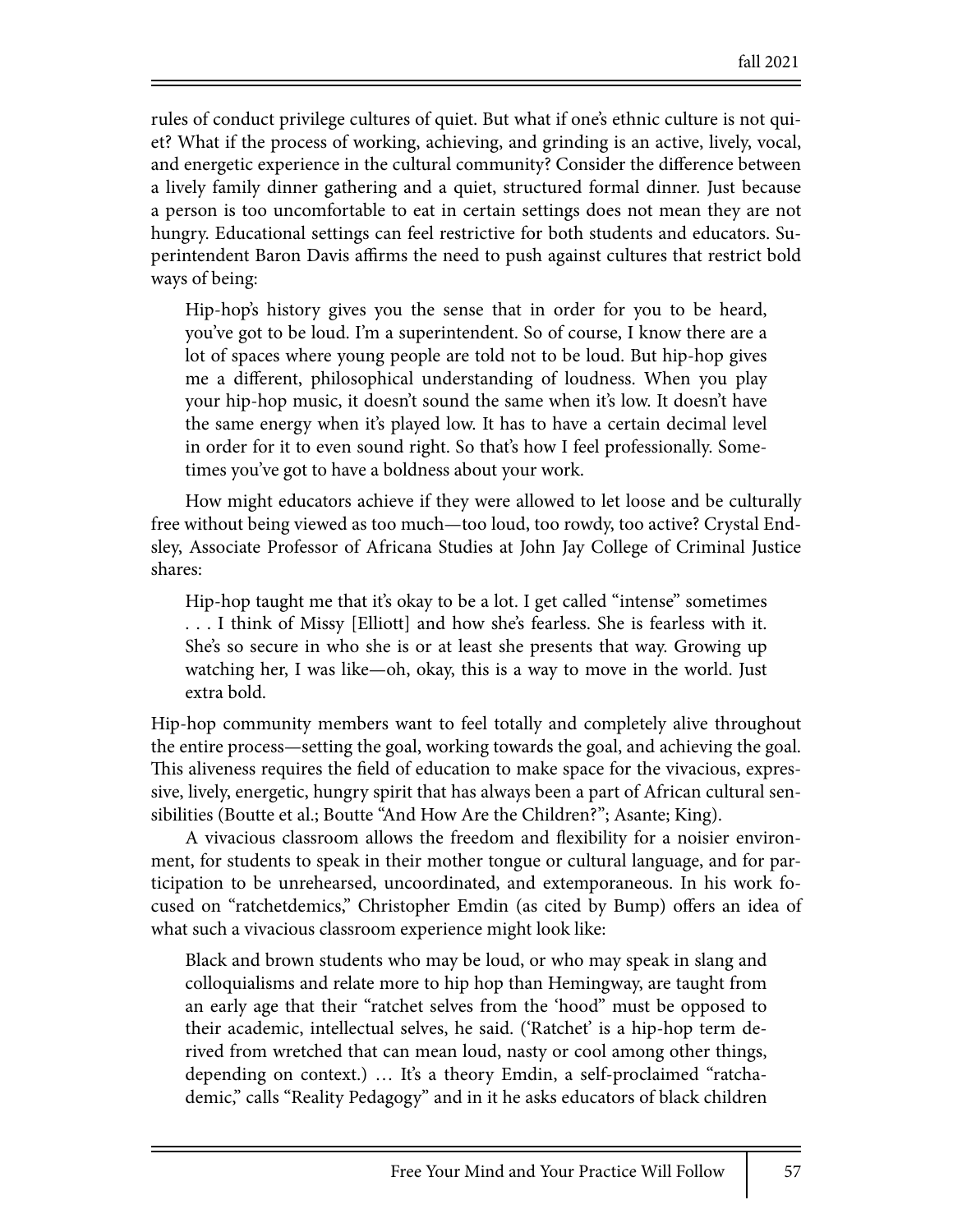rules of conduct privilege cultures of quiet. But what if one's ethnic culture is not quiet? What if the process of working, achieving, and grinding is an active, lively, vocal, and energetic experience in the cultural community? Consider the difference between a lively family dinner gathering and a quiet, structured formal dinner. Just because a person is too uncomfortable to eat in certain settings does not mean they are not hungry. Educational settings can feel restrictive for both students and educators. Superintendent Baron Davis affirms the need to push against cultures that restrict bold ways of being:

> Hip-hop's history gives you the sense that in order for you to be heard, you've got to be loud. I'm a superintendent. So of course, I know there are a lot of spaces where young people are told not to be loud. But hip-hop gives me a different, philosophical understanding of loudness. When you play your hip-hop music, it doesn't sound the same when it's low. It doesn't have the same energy when it's played low. It has to have a certain decimal level in order for it to even sound right. So that's how I feel professionally. Sometimes you've got to have a boldness about your work.

How might educators achieve if they were allowed to let loose and be culturally free without being viewed as too much—too loud, too rowdy, too active? Crystal Endsley, Associate Professor of Africana Studies at John Jay College of Criminal Justice shares:

> Hip-hop taught me that it's okay to be a lot. I get called "intense" sometimes . . . I think of Missy [Elliott] and how she's fearless. She is fearless with it. She's so secure in who she is or at least she presents that way. Growing up watching her, I was like—oh, okay, this is a way to move in the world. Just extra bold.

Hip-hop community members want to feel totally and completely alive throughout the entire process—setting the goal, working towards the goal, and achieving the goal. This aliveness requires the field of education to make space for the vivacious, expressive, lively, energetic, hungry spirit that has always been a part of African cultural sensibilities (Boutte et al.; Boutte "And How Are the Children?"; Asante; King).

A vivacious classroom allows the freedom and flexibility for a noisier environment, for students to speak in their mother tongue or cultural language, and for participation to be unrehearsed, uncoordinated, and extemporaneous. In his work focused on "ratchetdemics," Christopher Emdin (as cited by Bump) offers an idea of what such a vivacious classroom experience might look like:

> Black and brown students who may be loud, or who may speak in slang and colloquialisms and relate more to hip hop than Hemingway, are taught from an early age that their "ratchet selves from the 'hood" must be opposed to their academic, intellectual selves, he said. ('Ratchet' is a hip-hop term derived from wretched that can mean loud, nasty or cool among other things, depending on context.) … It's a theory Emdin, a self-proclaimed "ratchademic," calls "Reality Pedagogy" and in it he asks educators of black children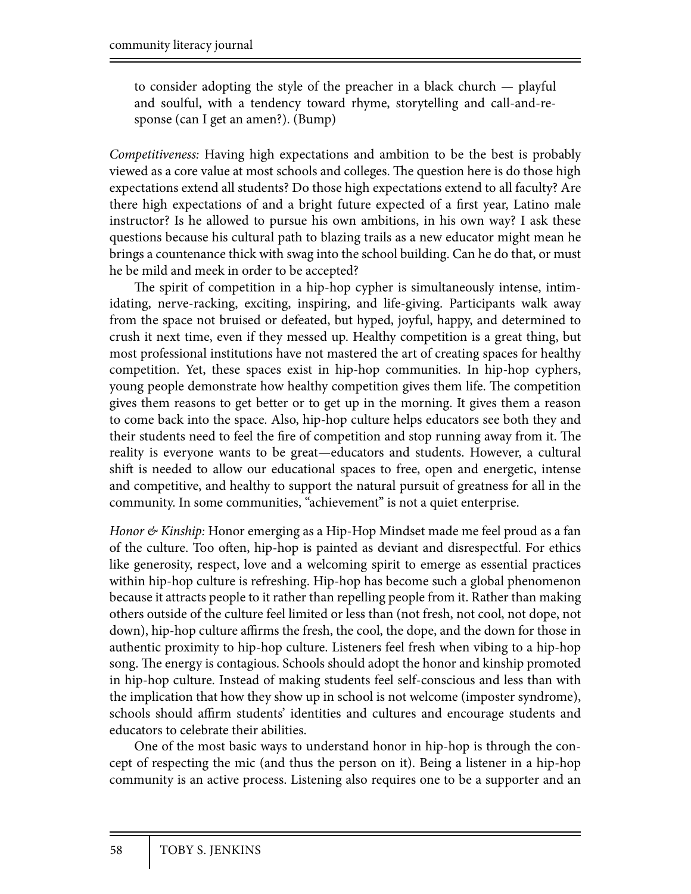> to consider adopting the style of the preacher in a black church — playful and soulful, with a tendency toward rhyme, storytelling and call-and-response (can I get an amen?). (Bump)

*Competitiveness:* Having high expectations and ambition to be the best is probably viewed as a core value at most schools and colleges. The question here is do those high expectations extend all students? Do those high expectations extend to all faculty? Are there high expectations of and a bright future expected of a first year, Latino male instructor? Is he allowed to pursue his own ambitions, in his own way? I ask these questions because his cultural path to blazing trails as a new educator might mean he brings a countenance thick with swag into the school building. Can he do that, or must he be mild and meek in order to be accepted?

The spirit of competition in a hip-hop cypher is simultaneously intense, intimidating, nerve-racking, exciting, inspiring, and life-giving. Participants walk away from the space not bruised or defeated, but hyped, joyful, happy, and determined to crush it next time, even if they messed up. Healthy competition is a great thing, but most professional institutions have not mastered the art of creating spaces for healthy competition. Yet, these spaces exist in hip-hop communities. In hip-hop cyphers, young people demonstrate how healthy competition gives them life. The competition gives them reasons to get better or to get up in the morning. It gives them a reason to come back into the space. Also, hip-hop culture helps educators see both they and their students need to feel the fire of competition and stop running away from it. The reality is everyone wants to be great—educators and students. However, a cultural shift is needed to allow our educational spaces to free, open and energetic, intense and competitive, and healthy to support the natural pursuit of greatness for all in the community. In some communities, "achievement" is not a quiet enterprise.

*Honor & Kinship:* Honor emerging as a Hip-Hop Mindset made me feel proud as a fan of the culture. Too often, hip-hop is painted as deviant and disrespectful. For ethics like generosity, respect, love and a welcoming spirit to emerge as essential practices within hip-hop culture is refreshing. Hip-hop has become such a global phenomenon because it attracts people to it rather than repelling people from it. Rather than making others outside of the culture feel limited or less than (not fresh, not cool, not dope, not down), hip-hop culture affirms the fresh, the cool, the dope, and the down for those in authentic proximity to hip-hop culture. Listeners feel fresh when vibing to a hip-hop song. The energy is contagious. Schools should adopt the honor and kinship promoted in hip-hop culture. Instead of making students feel self-conscious and less than with the implication that how they show up in school is not welcome (imposter syndrome), schools should affirm students' identities and cultures and encourage students and educators to celebrate their abilities.

One of the most basic ways to understand honor in hip-hop is through the concept of respecting the mic (and thus the person on it). Being a listener in a hip-hop community is an active process. Listening also requires one to be a supporter and an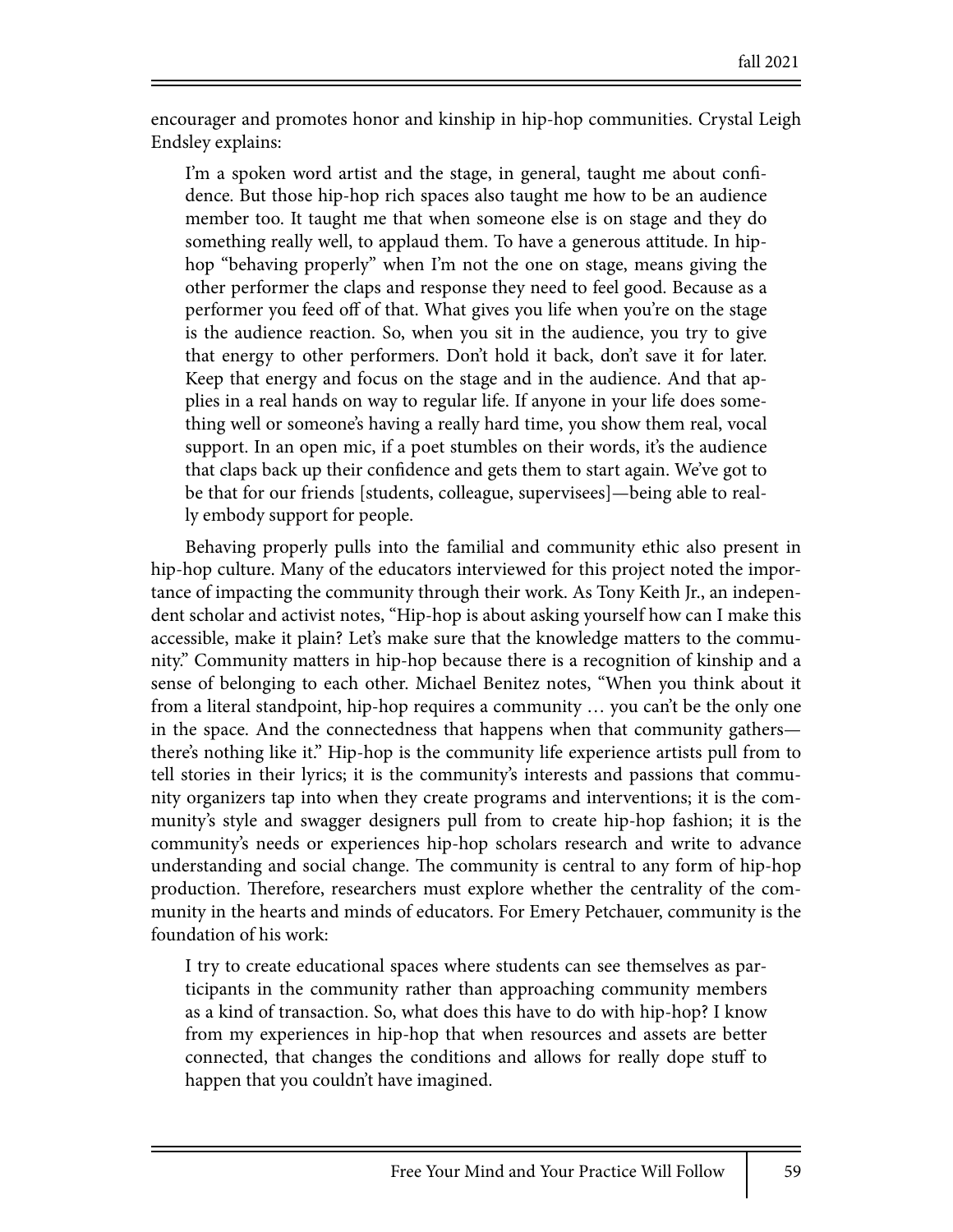encourager and promotes honor and kinship in hip-hop communities. Crystal Leigh Endsley explains:

> I'm a spoken word artist and the stage, in general, taught me about confidence. But those hip-hop rich spaces also taught me how to be an audience member too. It taught me that when someone else is on stage and they do something really well, to applaud them. To have a generous attitude. In hip-hop "behaving properly" when I'm not the one on stage, means giving the other performer the claps and response they need to feel good. Because as a performer you feed off of that. What gives you life when you're on the stage is the audience reaction. So, when you sit in the audience, you try to give that energy to other performers. Don't hold it back, don't save it for later. Keep that energy and focus on the stage and in the audience. And that applies in a real hands on way to regular life. If anyone in your life does something well or someone's having a really hard time, you show them real, vocal support. In an open mic, if a poet stumbles on their words, it's the audience that claps back up their confidence and gets them to start again. We've got to be that for our friends [students, colleague, supervisees]—being able to really embody support for people.

Behaving properly pulls into the familial and community ethic also present in hip-hop culture. Many of the educators interviewed for this project noted the importance of impacting the community through their work. As Tony Keith Jr., an independent scholar and activist notes, "Hip-hop is about asking yourself how can I make this accessible, make it plain? Let's make sure that the knowledge matters to the community." Community matters in hip-hop because there is a recognition of kinship and a sense of belonging to each other. Michael Benitez notes, "When you think about it from a literal standpoint, hip-hop requires a community … you can't be the only one in the space. And the connectedness that happens when that community gathers—there's nothing like it." Hip-hop is the community life experience artists pull from to tell stories in their lyrics; it is the community's interests and passions that community organizers tap into when they create programs and interventions; it is the community's style and swagger designers pull from to create hip-hop fashion; it is the community's needs or experiences hip-hop scholars research and write to advance understanding and social change. The community is central to any form of hip-hop production. Therefore, researchers must explore whether the centrality of the community in the hearts and minds of educators. For Emery Petchauer, community is the foundation of his work:

> I try to create educational spaces where students can see themselves as participants in the community rather than approaching community members as a kind of transaction. So, what does this have to do with hip-hop? I know from my experiences in hip-hop that when resources and assets are better connected, that changes the conditions and allows for really dope stuff to happen that you couldn't have imagined.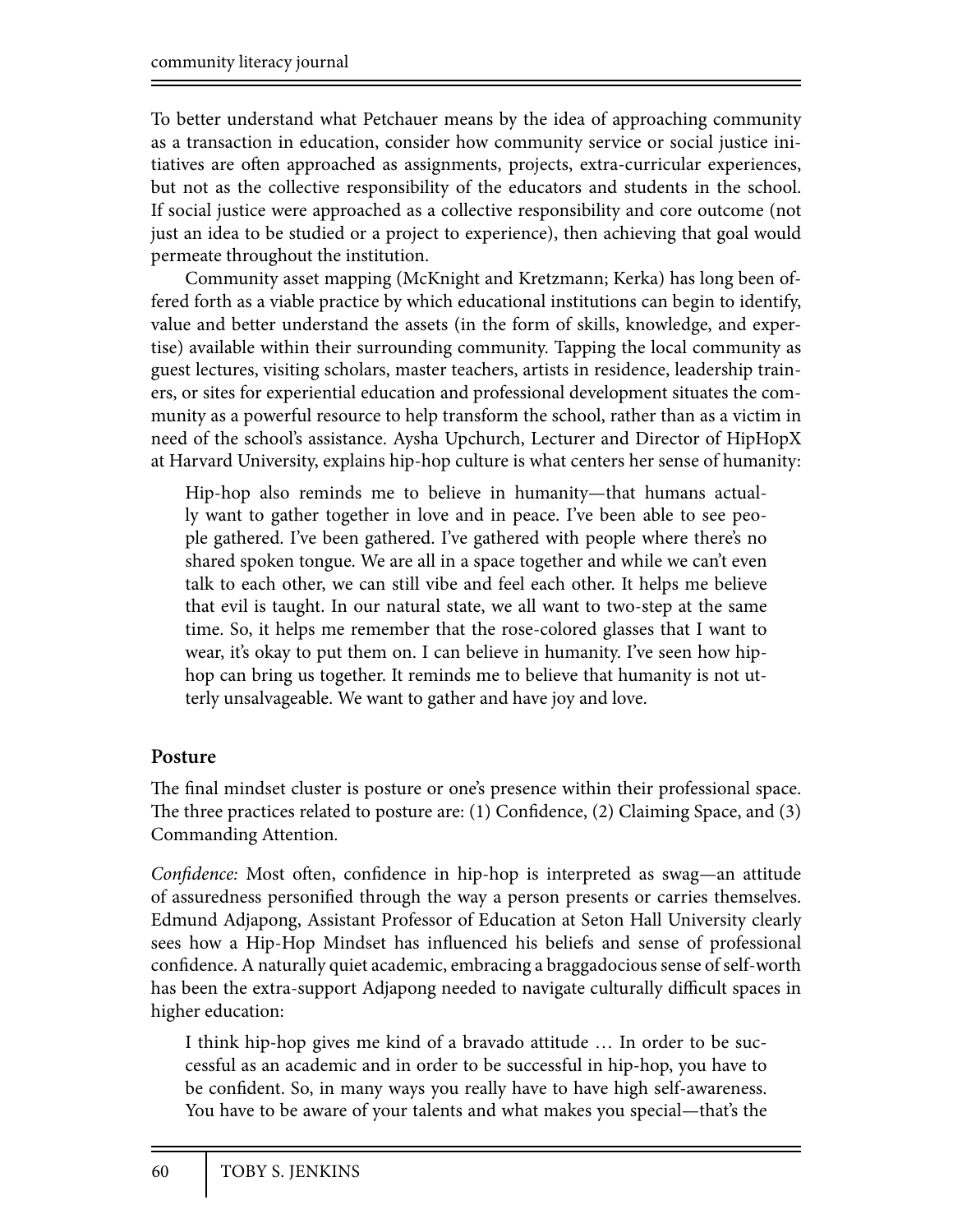To better understand what Petchauer means by the idea of approaching community as a transaction in education, consider how community service or social justice initiatives are often approached as assignments, projects, extra-curricular experiences, but not as the collective responsibility of the educators and students in the school. If social justice were approached as a collective responsibility and core outcome (not just an idea to be studied or a project to experience), then achieving that goal would permeate throughout the institution.

Community asset mapping (McKnight and Kretzmann; Kerka) has long been offered forth as a viable practice by which educational institutions can begin to identify, value and better understand the assets (in the form of skills, knowledge, and expertise) available within their surrounding community. Tapping the local community as guest lectures, visiting scholars, master teachers, artists in residence, leadership trainers, or sites for experiential education and professional development situates the community as a powerful resource to help transform the school, rather than as a victim in need of the school's assistance. Aysha Upchurch, Lecturer and Director of HipHopX at Harvard University, explains hip-hop culture is what centers her sense of humanity:

> Hip-hop also reminds me to believe in humanity—that humans actually want to gather together in love and in peace. I've been able to see people gathered. I've been gathered. I've gathered with people where there's no shared spoken tongue. We are all in a space together and while we can't even talk to each other, we can still vibe and feel each other. It helps me believe that evil is taught. In our natural state, we all want to two-step at the same time. So, it helps me remember that the rose-colored glasses that I want to wear, it's okay to put them on. I can believe in humanity. I've seen how hip-hop can bring us together. It reminds me to believe that humanity is not utterly unsalvageable. We want to gather and have joy and love.

## Posture

The final mindset cluster is posture or one's presence within their professional space. The three practices related to posture are: (1) Confidence, (2) Claiming Space, and (3) Commanding Attention.

*Confidence:* Most often, confidence in hip-hop is interpreted as swag—an attitude of assuredness personified through the way a person presents or carries themselves. Edmund Adjapong, Assistant Professor of Education at Seton Hall University clearly sees how a Hip-Hop Mindset has influenced his beliefs and sense of professional confidence. A naturally quiet academic, embracing a braggadocious sense of self-worth has been the extra-support Adjapong needed to navigate culturally difficult spaces in higher education:

> I think hip-hop gives me kind of a bravado attitude … In order to be successful as an academic and in order to be successful in hip-hop, you have to be confident. So, in many ways you really have to have high self-awareness. You have to be aware of your talents and what makes you special—that's the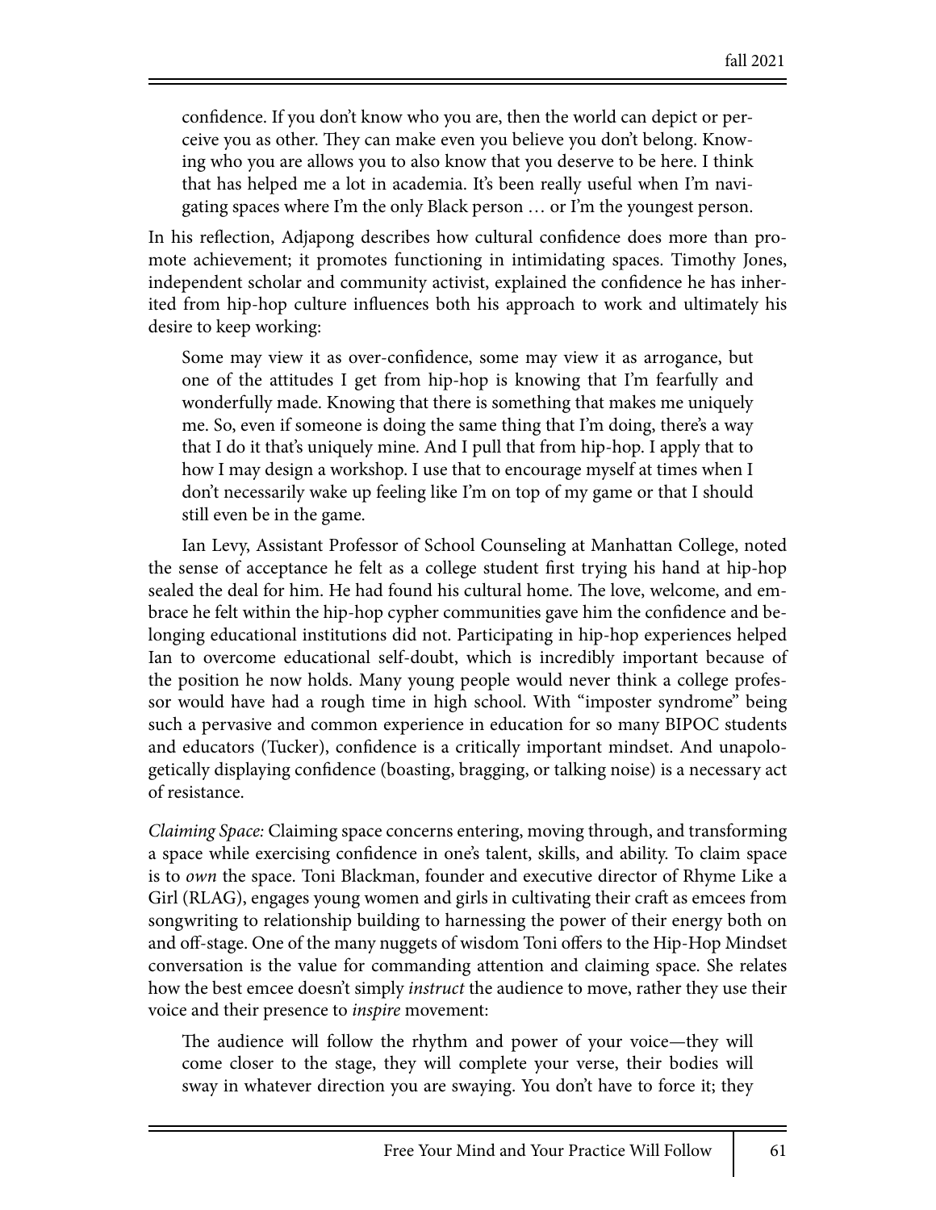> confidence. If you don't know who you are, then the world can depict or perceive you as other. They can make even you believe you don't belong. Knowing who you are allows you to also know that you deserve to be here. I think that has helped me a lot in academia. It's been really useful when I'm navigating spaces where I'm the only Black person … or I'm the youngest person.

In his reflection, Adjapong describes how cultural confidence does more than promote achievement; it promotes functioning in intimidating spaces. Timothy Jones, independent scholar and community activist, explained the confidence he has inherited from hip-hop culture influences both his approach to work and ultimately his desire to keep working:

> Some may view it as over-confidence, some may view it as arrogance, but one of the attitudes I get from hip-hop is knowing that I'm fearfully and wonderfully made. Knowing that there is something that makes me uniquely me. So, even if someone is doing the same thing that I'm doing, there's a way that I do it that's uniquely mine. And I pull that from hip-hop. I apply that to how I may design a workshop. I use that to encourage myself at times when I don't necessarily wake up feeling like I'm on top of my game or that I should still even be in the game.

Ian Levy, Assistant Professor of School Counseling at Manhattan College, noted the sense of acceptance he felt as a college student first trying his hand at hip-hop sealed the deal for him. He had found his cultural home. The love, welcome, and embrace he felt within the hip-hop cypher communities gave him the confidence and belonging educational institutions did not. Participating in hip-hop experiences helped Ian to overcome educational self-doubt, which is incredibly important because of the position he now holds. Many young people would never think a college professor would have had a rough time in high school. With "imposter syndrome" being such a pervasive and common experience in education for so many BIPOC students and educators (Tucker), confidence is a critically important mindset. And unapologetically displaying confidence (boasting, bragging, or talking noise) is a necessary act of resistance.

*Claiming Space:* Claiming space concerns entering, moving through, and transforming a space while exercising confidence in one's talent, skills, and ability. To claim space is to *own* the space. Toni Blackman, founder and executive director of Rhyme Like a Girl (RLAG), engages young women and girls in cultivating their craft as emcees from songwriting to relationship building to harnessing the power of their energy both on and off-stage. One of the many nuggets of wisdom Toni offers to the Hip-Hop Mindset conversation is the value for commanding attention and claiming space. She relates how the best emcee doesn't simply *instruct* the audience to move, rather they use their voice and their presence to *inspire* movement:

> The audience will follow the rhythm and power of your voice—they will come closer to the stage, they will complete your verse, their bodies will sway in whatever direction you are swaying. You don't have to force it; they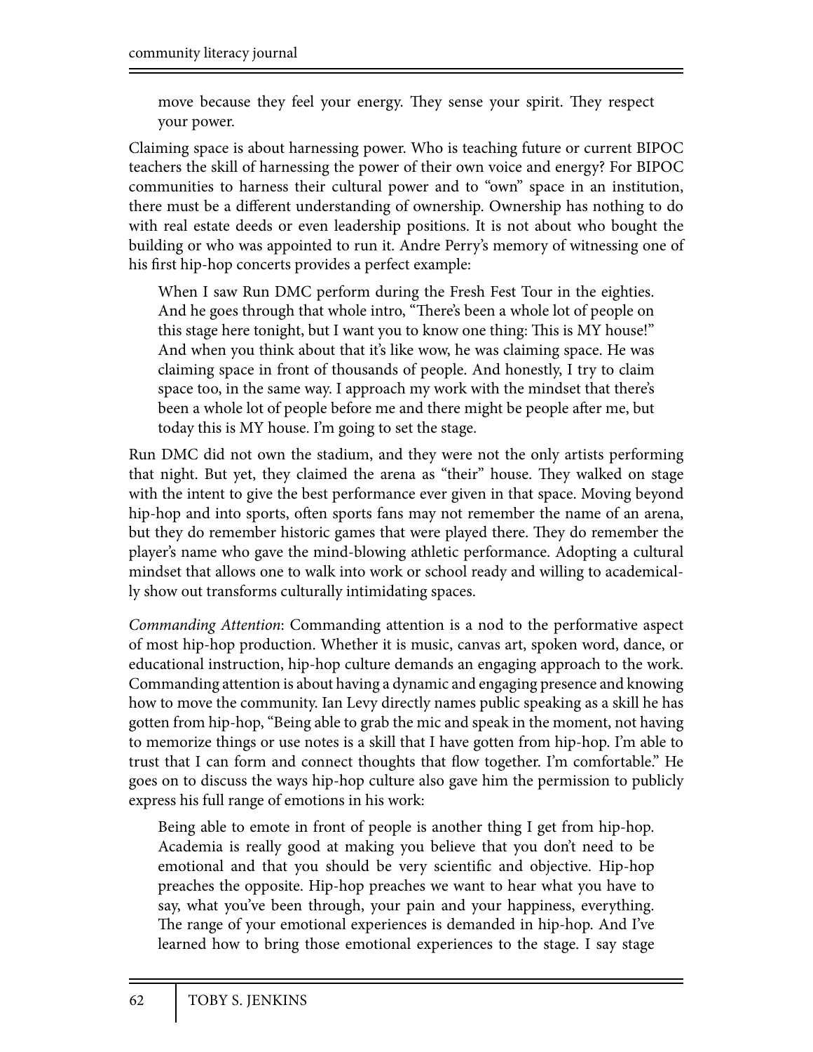> move because they feel your energy. They sense your spirit. They respect your power.

Claiming space is about harnessing power. Who is teaching future or current BIPOC teachers the skill of harnessing the power of their own voice and energy? For BIPOC communities to harness their cultural power and to "own" space in an institution, there must be a different understanding of ownership. Ownership has nothing to do with real estate deeds or even leadership positions. It is not about who bought the building or who was appointed to run it. Andre Perry's memory of witnessing one of his first hip-hop concerts provides a perfect example:

> When I saw Run DMC perform during the Fresh Fest Tour in the eighties. And he goes through that whole intro, "There's been a whole lot of people on this stage here tonight, but I want you to know one thing: This is MY house!" And when you think about that it's like wow, he was claiming space. He was claiming space in front of thousands of people. And honestly, I try to claim space too, in the same way. I approach my work with the mindset that there's been a whole lot of people before me and there might be people after me, but today this is MY house. I'm going to set the stage.

Run DMC did not own the stadium, and they were not the only artists performing that night. But yet, they claimed the arena as "their" house. They walked on stage with the intent to give the best performance ever given in that space. Moving beyond hip-hop and into sports, often sports fans may not remember the name of an arena, but they do remember historic games that were played there. They do remember the player's name who gave the mind-blowing athletic performance. Adopting a cultural mindset that allows one to walk into work or school ready and willing to academically show out transforms culturally intimidating spaces.

*Commanding Attention*: Commanding attention is a nod to the performative aspect of most hip-hop production. Whether it is music, canvas art, spoken word, dance, or educational instruction, hip-hop culture demands an engaging approach to the work. Commanding attention is about having a dynamic and engaging presence and knowing how to move the community. Ian Levy directly names public speaking as a skill he has gotten from hip-hop, "Being able to grab the mic and speak in the moment, not having to memorize things or use notes is a skill that I have gotten from hip-hop. I'm able to trust that I can form and connect thoughts that flow together. I'm comfortable." He goes on to discuss the ways hip-hop culture also gave him the permission to publicly express his full range of emotions in his work:

> Being able to emote in front of people is another thing I get from hip-hop. Academia is really good at making you believe that you don't need to be emotional and that you should be very scientific and objective. Hip-hop preaches the opposite. Hip-hop preaches we want to hear what you have to say, what you've been through, your pain and your happiness, everything. The range of your emotional experiences is demanded in hip-hop. And I've learned how to bring those emotional experiences to the stage. I say stage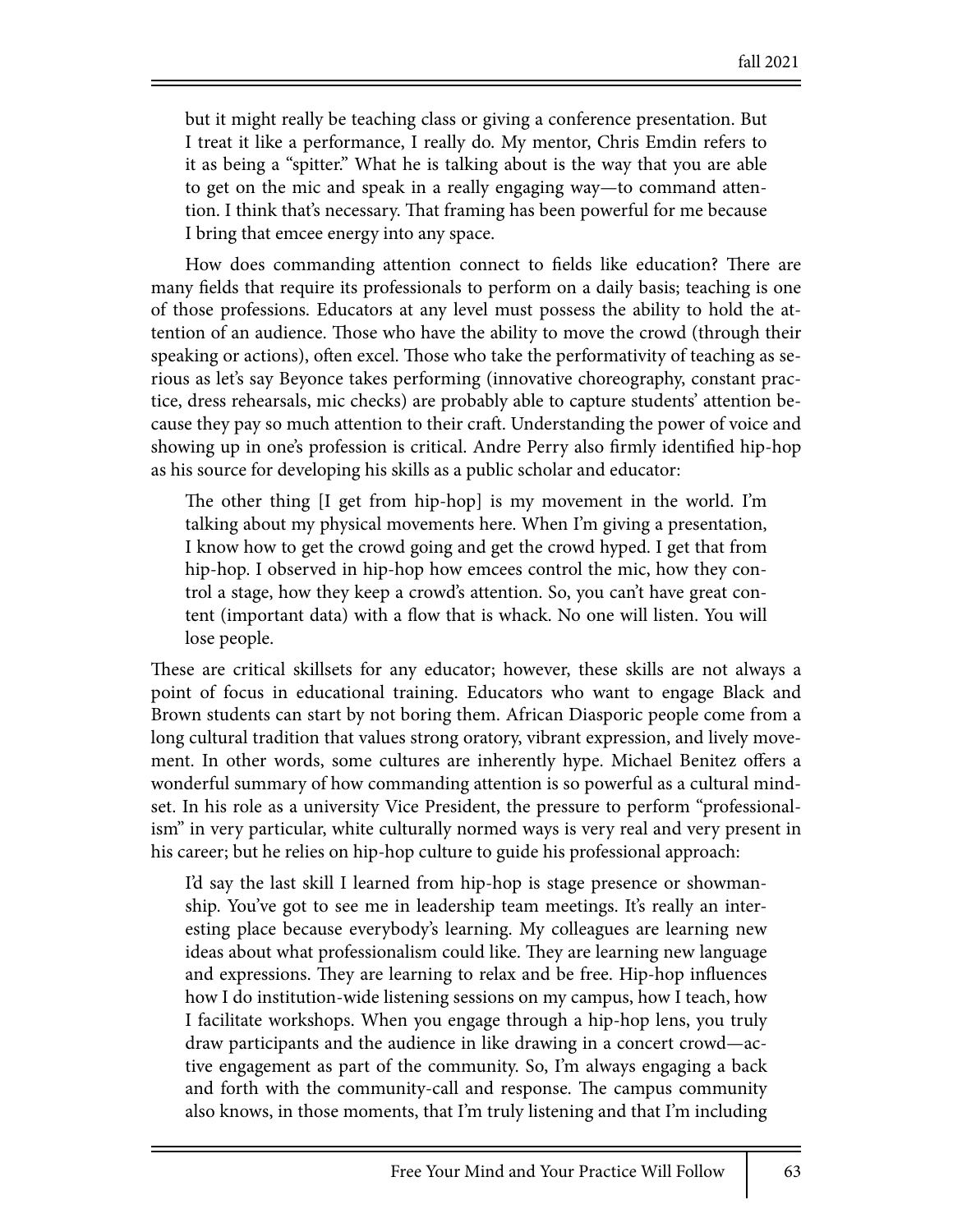> but it might really be teaching class or giving a conference presentation. But I treat it like a performance, I really do. My mentor, Chris Emdin refers to it as being a "spitter." What he is talking about is the way that you are able to get on the mic and speak in a really engaging way—to command attention. I think that's necessary. That framing has been powerful for me because I bring that emcee energy into any space.

How does commanding attention connect to fields like education? There are many fields that require its professionals to perform on a daily basis; teaching is one of those professions. Educators at any level must possess the ability to hold the attention of an audience. Those who have the ability to move the crowd (through their speaking or actions), often excel. Those who take the performativity of teaching as serious as let's say Beyonce takes performing (innovative choreography, constant practice, dress rehearsals, mic checks) are probably able to capture students' attention because they pay so much attention to their craft. Understanding the power of voice and showing up in one's profession is critical. Andre Perry also firmly identified hip-hop as his source for developing his skills as a public scholar and educator:

> The other thing [I get from hip-hop] is my movement in the world. I'm talking about my physical movements here. When I'm giving a presentation, I know how to get the crowd going and get the crowd hyped. I get that from hip-hop. I observed in hip-hop how emcees control the mic, how they control a stage, how they keep a crowd's attention. So, you can't have great content (important data) with a flow that is whack. No one will listen. You will lose people.

These are critical skillsets for any educator; however, these skills are not always a point of focus in educational training. Educators who want to engage Black and Brown students can start by not boring them. African Diasporic people come from a long cultural tradition that values strong oratory, vibrant expression, and lively movement. In other words, some cultures are inherently hype. Michael Benitez offers a wonderful summary of how commanding attention is so powerful as a cultural mindset. In his role as a university Vice President, the pressure to perform "professionalism" in very particular, white culturally normed ways is very real and very present in his career; but he relies on hip-hop culture to guide his professional approach:

> I'd say the last skill I learned from hip-hop is stage presence or showmanship. You've got to see me in leadership team meetings. It's really an interesting place because everybody's learning. My colleagues are learning new ideas about what professionalism could like. They are learning new language and expressions. They are learning to relax and be free. Hip-hop influences how I do institution-wide listening sessions on my campus, how I teach, how I facilitate workshops. When you engage through a hip-hop lens, you truly draw participants and the audience in like drawing in a concert crowd—active engagement as part of the community. So, I'm always engaging a back and forth with the community-call and response. The campus community also knows, in those moments, that I'm truly listening and that I'm including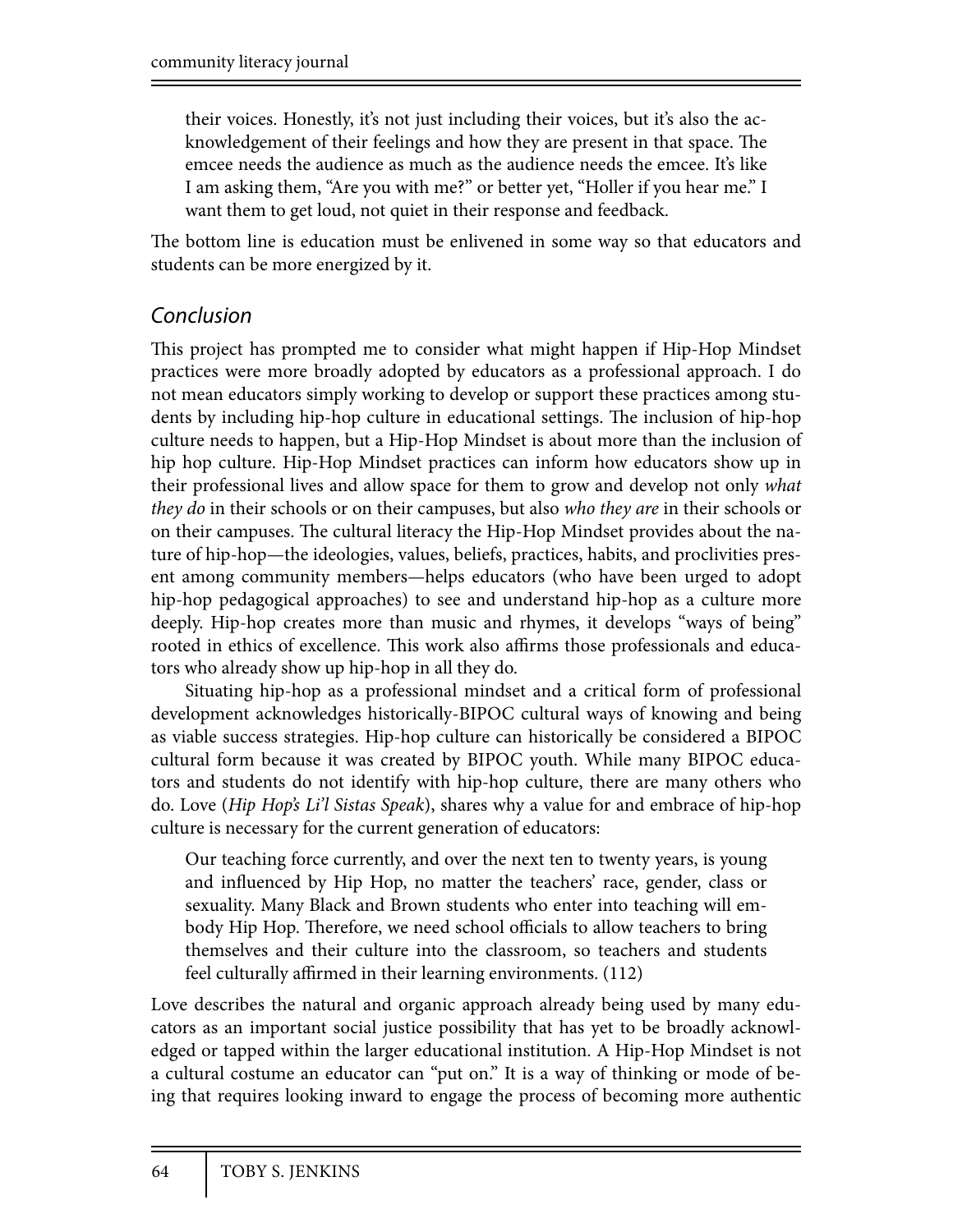> their voices. Honestly, it's not just including their voices, but it's also the acknowledgement of their feelings and how they are present in that space. The emcee needs the audience as much as the audience needs the emcee. It's like I am asking them, "Are you with me?" or better yet, "Holler if you hear me." I want them to get loud, not quiet in their response and feedback.

The bottom line is education must be enlivened in some way so that educators and students can be more energized by it.

## *Conclusion*

This project has prompted me to consider what might happen if Hip-Hop Mindset practices were more broadly adopted by educators as a professional approach. I do not mean educators simply working to develop or support these practices among students by including hip-hop culture in educational settings. The inclusion of hip-hop culture needs to happen, but a Hip-Hop Mindset is about more than the inclusion of hip hop culture. Hip-Hop Mindset practices can inform how educators show up in their professional lives and allow space for them to grow and develop not only *what they do* in their schools or on their campuses, but also *who they are* in their schools or on their campuses. The cultural literacy the Hip-Hop Mindset provides about the nature of hip-hop—the ideologies, values, beliefs, practices, habits, and proclivities present among community members—helps educators (who have been urged to adopt hip-hop pedagogical approaches) to see and understand hip-hop as a culture more deeply. Hip-hop creates more than music and rhymes, it develops "ways of being" rooted in ethics of excellence. This work also affirms those professionals and educators who already show up hip-hop in all they do.

Situating hip-hop as a professional mindset and a critical form of professional development acknowledges historically-BIPOC cultural ways of knowing and being as viable success strategies. Hip-hop culture can historically be considered a BIPOC cultural form because it was created by BIPOC youth. While many BIPOC educators and students do not identify with hip-hop culture, there are many others who do. Love (*Hip Hop's Li'l Sistas Speak*), shares why a value for and embrace of hip-hop culture is necessary for the current generation of educators:

> Our teaching force currently, and over the next ten to twenty years, is young and influenced by Hip Hop, no matter the teachers' race, gender, class or sexuality. Many Black and Brown students who enter into teaching will embody Hip Hop. Therefore, we need school officials to allow teachers to bring themselves and their culture into the classroom, so teachers and students feel culturally affirmed in their learning environments. (112)

Love describes the natural and organic approach already being used by many educators as an important social justice possibility that has yet to be broadly acknowledged or tapped within the larger educational institution. A Hip-Hop Mindset is not a cultural costume an educator can "put on." It is a way of thinking or mode of being that requires looking inward to engage the process of becoming more authentic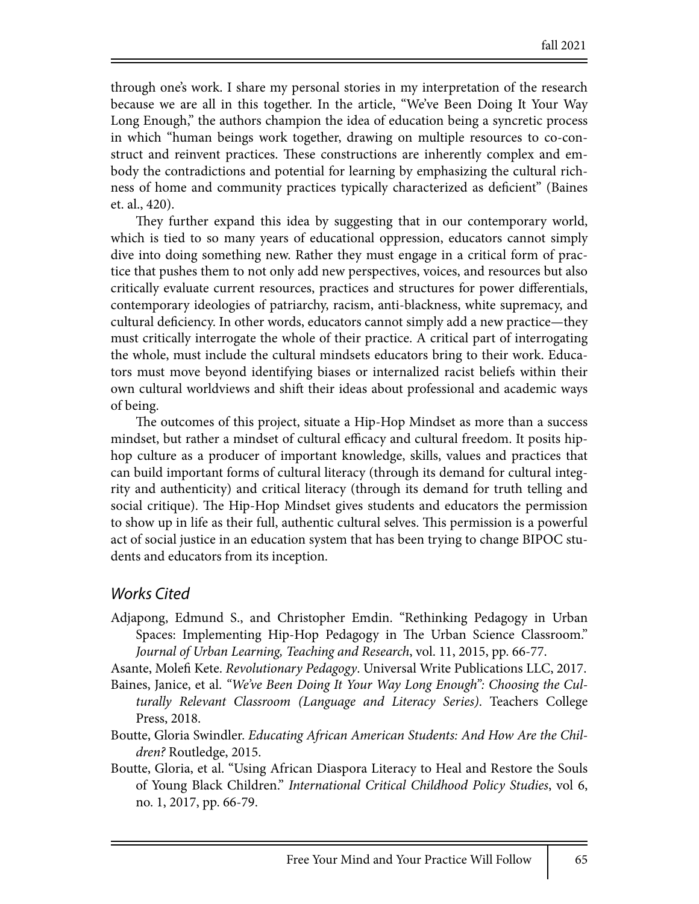through one's work. I share my personal stories in my interpretation of the research because we are all in this together. In the article, "We've Been Doing It Your Way Long Enough," the authors champion the idea of education being a syncretic process in which "human beings work together, drawing on multiple resources to co-construct and reinvent practices. These constructions are inherently complex and embody the contradictions and potential for learning by emphasizing the cultural richness of home and community practices typically characterized as deficient" (Baines et. al., 420).

They further expand this idea by suggesting that in our contemporary world, which is tied to so many years of educational oppression, educators cannot simply dive into doing something new. Rather they must engage in a critical form of practice that pushes them to not only add new perspectives, voices, and resources but also critically evaluate current resources, practices and structures for power differentials, contemporary ideologies of patriarchy, racism, anti-blackness, white supremacy, and cultural deficiency. In other words, educators cannot simply add a new practice—they must critically interrogate the whole of their practice. A critical part of interrogating the whole, must include the cultural mindsets educators bring to their work. Educators must move beyond identifying biases or internalized racist beliefs within their own cultural worldviews and shift their ideas about professional and academic ways of being.

The outcomes of this project, situate a Hip-Hop Mindset as more than a success mindset, but rather a mindset of cultural efficacy and cultural freedom. It posits hip-hop culture as a producer of important knowledge, skills, values and practices that can build important forms of cultural literacy (through its demand for cultural integrity and authenticity) and critical literacy (through its demand for truth telling and social critique). The Hip-Hop Mindset gives students and educators the permission to show up in life as their full, authentic cultural selves. This permission is a powerful act of social justice in an education system that has been trying to change BIPOC students and educators from its inception.

## *Works Cited*

Adjapong, Edmund S., and Christopher Emdin. "Rethinking Pedagogy in Urban Spaces: Implementing Hip-Hop Pedagogy in The Urban Science Classroom." *Journal of Urban Learning, Teaching and Research*, vol. 11, 2015, pp. 66-77.

Asante, Molefi Kete. *Revolutionary Pedagogy*. Universal Write Publications LLC, 2017.

Baines, Janice, et al. *"We've Been Doing It Your Way Long Enough": Choosing the Culturally Relevant Classroom (Language and Literacy Series)*. Teachers College Press, 2018.

Boutte, Gloria Swindler. *Educating African American Students: And How Are the Children?* Routledge, 2015.

Boutte, Gloria, et al. "Using African Diaspora Literacy to Heal and Restore the Souls of Young Black Children." *International Critical Childhood Policy Studies*, vol 6, no. 1, 2017, pp. 66-79.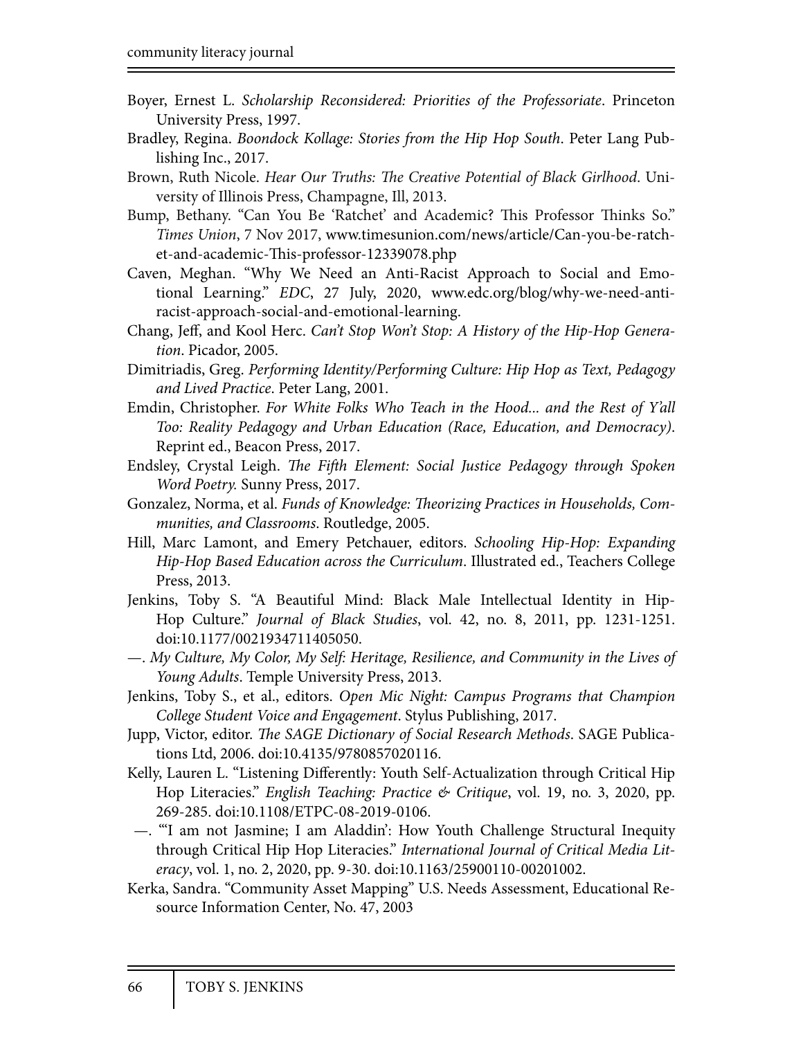Boyer, Ernest L. *Scholarship Reconsidered: Priorities of the Professoriate*. Princeton University Press, 1997.

Bradley, Regina. *Boondock Kollage: Stories from the Hip Hop South*. Peter Lang Publishing Inc., 2017.

Brown, Ruth Nicole. *Hear Our Truths: The Creative Potential of Black Girlhood*. University of Illinois Press, Champagne, Ill, 2013.

Bump, Bethany. "Can You Be 'Ratchet' and Academic? This Professor Thinks So." *Times Union*, 7 Nov 2017, www.timesunion.com/news/article/Can-you-be-ratchet-and-academic-This-professor-12339078.php

Caven, Meghan. "Why We Need an Anti-Racist Approach to Social and Emotional Learning." *EDC*, 27 July, 2020, www.edc.org/blog/why-we-need-anti-racist-approach-social-and-emotional-learning.

Chang, Jeff, and Kool Herc. *Can't Stop Won't Stop: A History of the Hip-Hop Generation*. Picador, 2005.

Dimitriadis, Greg. *Performing Identity/Performing Culture: Hip Hop as Text, Pedagogy and Lived Practice*. Peter Lang, 2001.

Emdin, Christopher. *For White Folks Who Teach in the Hood... and the Rest of Y'all Too: Reality Pedagogy and Urban Education (Race, Education, and Democracy)*. Reprint ed., Beacon Press, 2017.

Endsley, Crystal Leigh. *The Fifth Element: Social Justice Pedagogy through Spoken Word Poetry.* Sunny Press, 2017.

Gonzalez, Norma, et al. *Funds of Knowledge: Theorizing Practices in Households, Communities, and Classrooms*. Routledge, 2005.

Hill, Marc Lamont, and Emery Petchauer, editors. *Schooling Hip-Hop: Expanding Hip-Hop Based Education across the Curriculum*. Illustrated ed., Teachers College Press, 2013.

Jenkins, Toby S. "A Beautiful Mind: Black Male Intellectual Identity in Hip-Hop Culture." *Journal of Black Studies*, vol. 42, no. 8, 2011, pp. 1231-1251. doi:10.1177/0021934711405050.

—. *My Culture, My Color, My Self: Heritage, Resilience, and Community in the Lives of Young Adults*. Temple University Press, 2013.

Jenkins, Toby S., et al., editors. *Open Mic Night: Campus Programs that Champion College Student Voice and Engagement*. Stylus Publishing, 2017.

Jupp, Victor, editor. *The SAGE Dictionary of Social Research Methods*. SAGE Publications Ltd, 2006. doi:10.4135/9780857020116.

Kelly, Lauren L. "Listening Differently: Youth Self-Actualization through Critical Hip Hop Literacies." *English Teaching: Practice & Critique*, vol. 19, no. 3, 2020, pp. 269-285. doi:10.1108/ETPC-08-2019-0106.

—. "'I am not Jasmine; I am Aladdin': How Youth Challenge Structural Inequity through Critical Hip Hop Literacies." *International Journal of Critical Media Literacy*, vol. 1, no. 2, 2020, pp. 9-30. doi:10.1163/25900110-00201002.

Kerka, Sandra. "Community Asset Mapping" U.S. Needs Assessment, Educational Resource Information Center, No. 47, 2003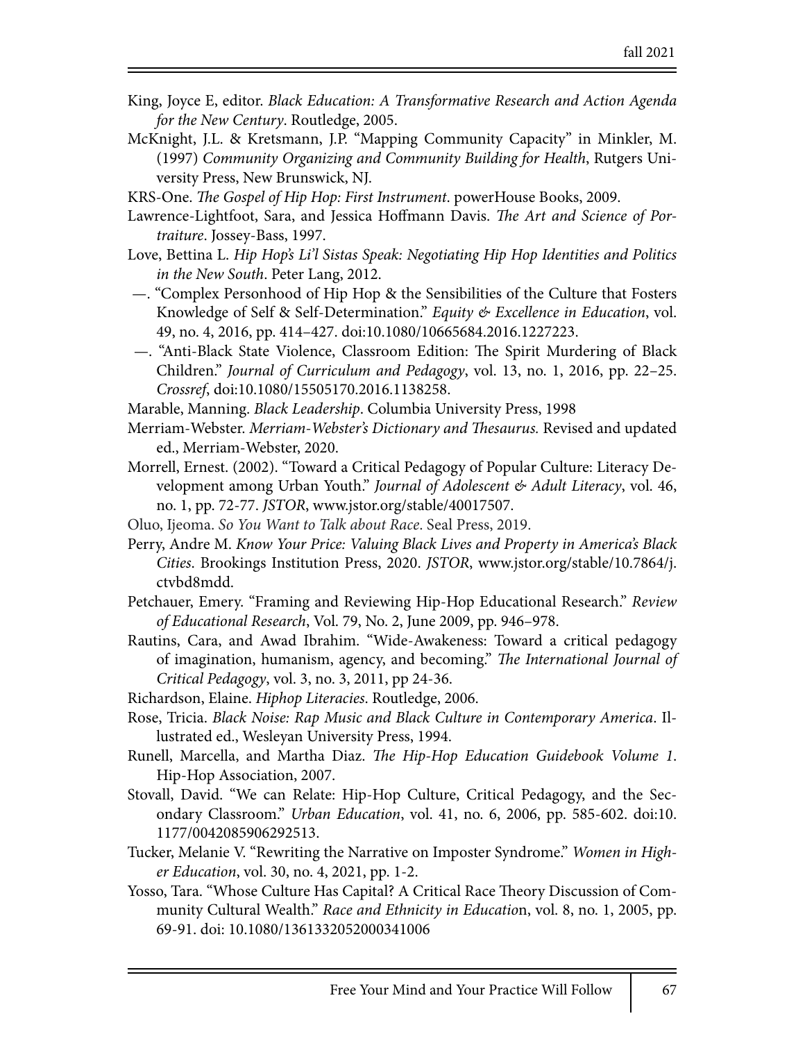King, Joyce E, editor. *Black Education: A Transformative Research and Action Agenda for the New Century*. Routledge, 2005.

McKnight, J.L. & Kretsmann, J.P. "Mapping Community Capacity" in Minkler, M. (1997) *Community Organizing and Community Building for Health*, Rutgers University Press, New Brunswick, NJ.

KRS-One. *The Gospel of Hip Hop: First Instrument*. powerHouse Books, 2009.

Lawrence-Lightfoot, Sara, and Jessica Hoffmann Davis. *The Art and Science of Portraiture*. Jossey-Bass, 1997.

Love, Bettina L. *Hip Hop's Li'l Sistas Speak: Negotiating Hip Hop Identities and Politics in the New South*. Peter Lang, 2012.

—. "Complex Personhood of Hip Hop & the Sensibilities of the Culture that Fosters Knowledge of Self & Self-Determination." *Equity & Excellence in Education*, vol. 49, no. 4, 2016, pp. 414–427. doi:10.1080/10665684.2016.1227223.

—. "Anti-Black State Violence, Classroom Edition: The Spirit Murdering of Black Children." *Journal of Curriculum and Pedagogy*, vol. 13, no. 1, 2016, pp. 22–25. *Crossref*, doi:10.1080/15505170.2016.1138258.

Marable, Manning. *Black Leadership*. Columbia University Press, 1998

Merriam-Webster. *Merriam-Webster's Dictionary and Thesaurus.* Revised and updated ed., Merriam-Webster, 2020.

Morrell, Ernest. (2002). "Toward a Critical Pedagogy of Popular Culture: Literacy Development among Urban Youth." *Journal of Adolescent & Adult Literacy*, vol. 46, no. 1, pp. 72-77. *JSTOR*, www.jstor.org/stable/40017507.

Oluo, Ijeoma. *So You Want to Talk about Race*. Seal Press, 2019.

Perry, Andre M. *Know Your Price: Valuing Black Lives and Property in America's Black Cities*. Brookings Institution Press, 2020. *JSTOR*, www.jstor.org/stable/10.7864/j.ctvbd8mdd.

Petchauer, Emery. "Framing and Reviewing Hip-Hop Educational Research." *Review of Educational Research*, Vol. 79, No. 2, June 2009, pp. 946–978.

Rautins, Cara, and Awad Ibrahim. "Wide-Awakeness: Toward a critical pedagogy of imagination, humanism, agency, and becoming." *The International Journal of Critical Pedagogy*, vol. 3, no. 3, 2011, pp 24-36.

Richardson, Elaine. *Hiphop Literacies*. Routledge, 2006.

Rose, Tricia. *Black Noise: Rap Music and Black Culture in Contemporary America*. Illustrated ed., Wesleyan University Press, 1994.

Runell, Marcella, and Martha Diaz. *The Hip-Hop Education Guidebook Volume 1*. Hip-Hop Association, 2007.

Stovall, David. "We can Relate: Hip-Hop Culture, Critical Pedagogy, and the Secondary Classroom." *Urban Education*, vol. 41, no. 6, 2006, pp. 585-602. doi:10.1177/0042085906292513.

Tucker, Melanie V. "Rewriting the Narrative on Imposter Syndrome." *Women in Higher Education*, vol. 30, no. 4, 2021, pp. 1-2.

Yosso, Tara. "Whose Culture Has Capital? A Critical Race Theory Discussion of Community Cultural Wealth." *Race and Ethnicity in Education*, vol. 8, no. 1, 2005, pp. 69-91. doi: 10.1080/1361332052000341006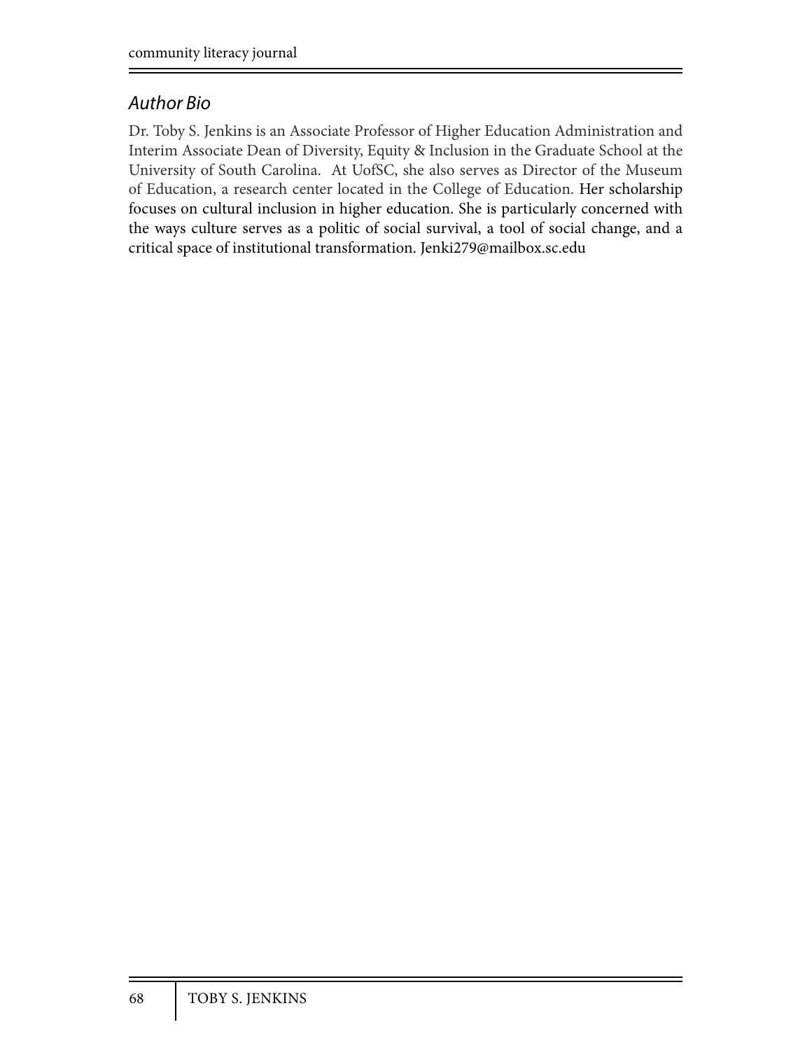## *Author Bio*

Dr. Toby S. Jenkins is an Associate Professor of Higher Education Administration and Interim Associate Dean of Diversity, Equity & Inclusion in the Graduate School at the University of South Carolina. At UofSC, she also serves as Director of the Museum of Education, a research center located in the College of Education. Her scholarship focuses on cultural inclusion in higher education. She is particularly concerned with the ways culture serves as a politic of social survival, a tool of social change, and a critical space of institutional transformation. Jenki279@mailbox.sc.edu